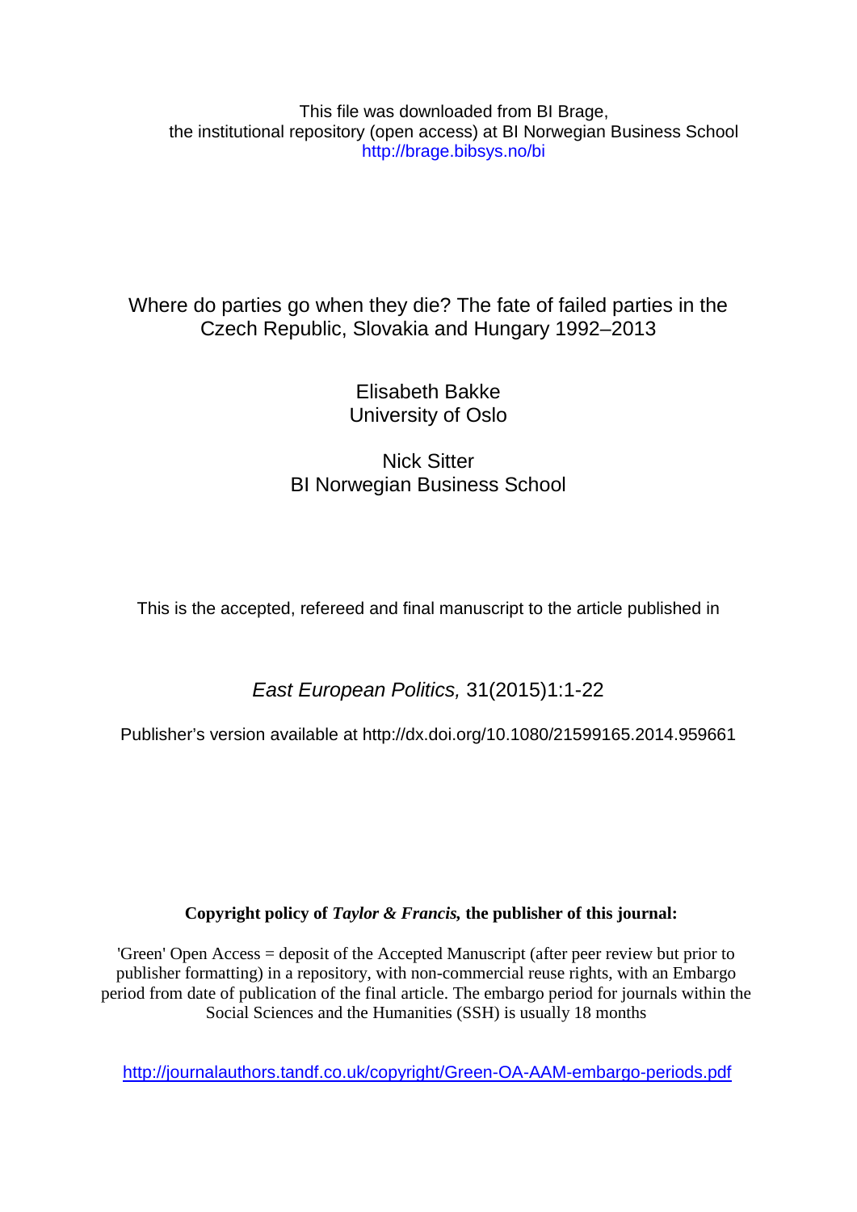This file was downloaded from BI Brage,
the institutional repository (open access) at BI Norwegian Business School
http://brage.bibsys.no/bi

# Where do parties go when they die? The fate of failed parties in the Czech Republic, Slovakia and Hungary 1992–2013

Elisabeth Bakke
University of Oslo

Nick Sitter
BI Norwegian Business School

This is the accepted, refereed and final manuscript to the article published in

*East European Politics,* 31(2015)1:1-22

Publisher's version available at http://dx.doi.org/10.1080/21599165.2014.959661

**Copyright policy of *Taylor & Francis,* the publisher of this journal:**

'Green' Open Access = deposit of the Accepted Manuscript (after peer review but prior to publisher formatting) in a repository, with non-commercial reuse rights, with an Embargo period from date of publication of the final article. The embargo period for journals within the Social Sciences and the Humanities (SSH) is usually 18 months

http://journalauthors.tandf.co.uk/copyright/Green-OA-AAM-embargo-periods.pdf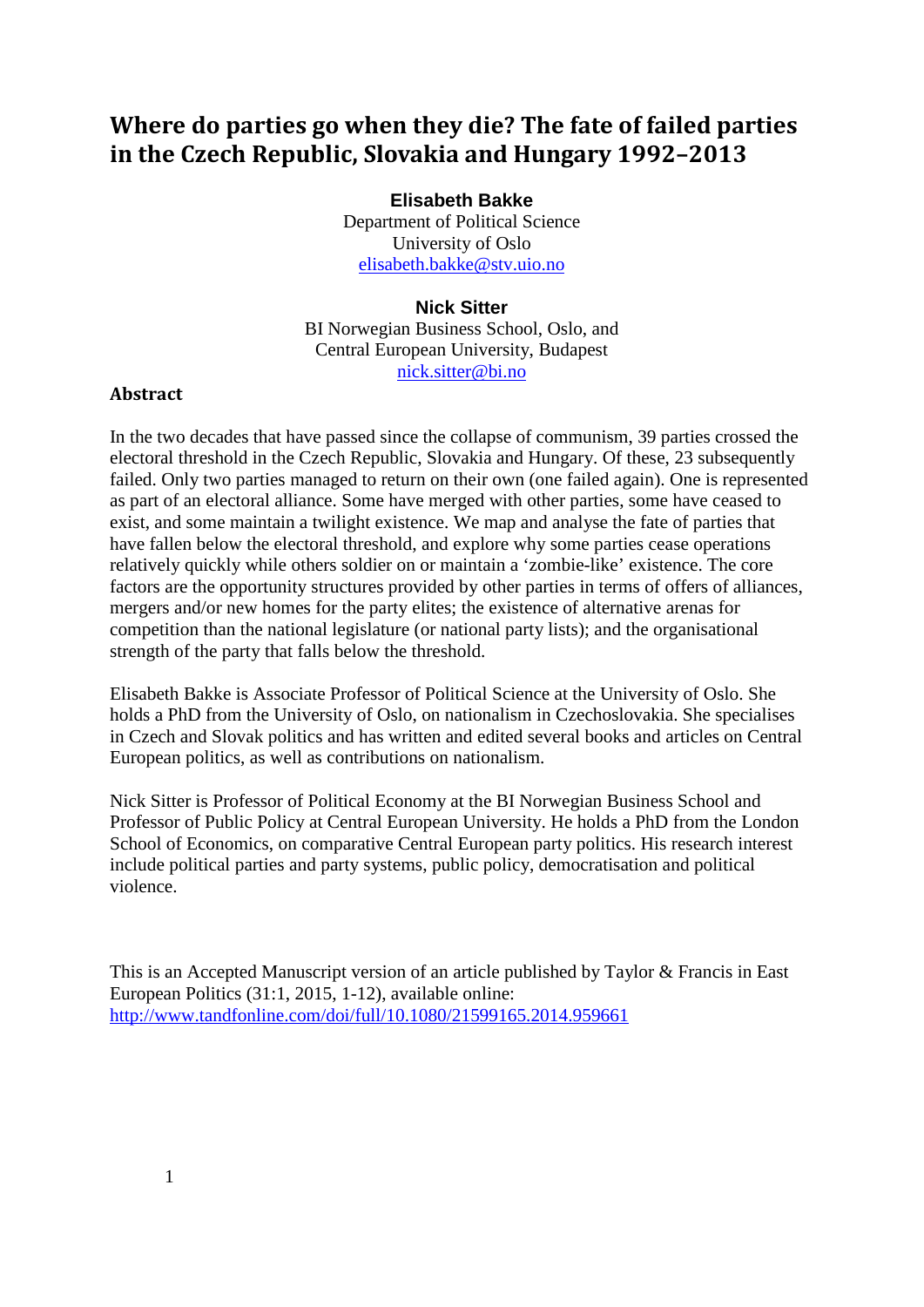# Where do parties go when they die? The fate of failed parties in the Czech Republic, Slovakia and Hungary 1992–2013

**Elisabeth Bakke**
Department of Political Science
University of Oslo
elisabeth.bakke@stv.uio.no

**Nick Sitter**
BI Norwegian Business School, Oslo, and
Central European University, Budapest
nick.sitter@bi.no

## Abstract

In the two decades that have passed since the collapse of communism, 39 parties crossed the electoral threshold in the Czech Republic, Slovakia and Hungary. Of these, 23 subsequently failed. Only two parties managed to return on their own (one failed again). One is represented as part of an electoral alliance. Some have merged with other parties, some have ceased to exist, and some maintain a twilight existence. We map and analyse the fate of parties that have fallen below the electoral threshold, and explore why some parties cease operations relatively quickly while others soldier on or maintain a 'zombie-like' existence. The core factors are the opportunity structures provided by other parties in terms of offers of alliances, mergers and/or new homes for the party elites; the existence of alternative arenas for competition than the national legislature (or national party lists); and the organisational strength of the party that falls below the threshold.

Elisabeth Bakke is Associate Professor of Political Science at the University of Oslo. She holds a PhD from the University of Oslo, on nationalism in Czechoslovakia. She specialises in Czech and Slovak politics and has written and edited several books and articles on Central European politics, as well as contributions on nationalism.

Nick Sitter is Professor of Political Economy at the BI Norwegian Business School and Professor of Public Policy at Central European University. He holds a PhD from the London School of Economics, on comparative Central European party politics. His research interest include political parties and party systems, public policy, democratisation and political violence.

This is an Accepted Manuscript version of an article published by Taylor & Francis in East European Politics (31:1, 2015, 1-12), available online: http://www.tandfonline.com/doi/full/10.1080/21599165.2014.959661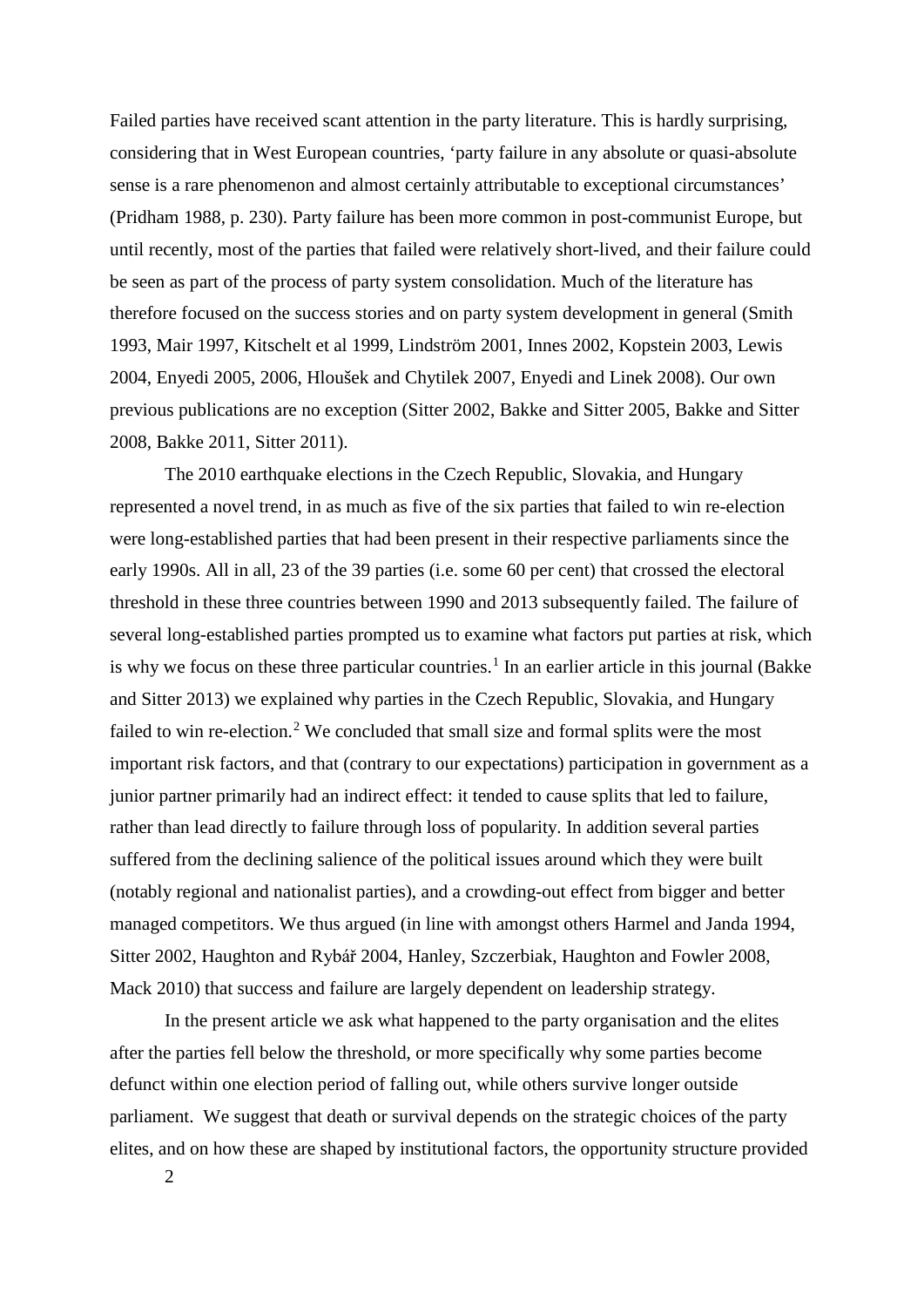Failed parties have received scant attention in the party literature. This is hardly surprising, considering that in West European countries, 'party failure in any absolute or quasi-absolute sense is a rare phenomenon and almost certainly attributable to exceptional circumstances' (Pridham 1988, p. 230). Party failure has been more common in post-communist Europe, but until recently, most of the parties that failed were relatively short-lived, and their failure could be seen as part of the process of party system consolidation. Much of the literature has therefore focused on the success stories and on party system development in general (Smith 1993, Mair 1997, Kitschelt et al 1999, Lindström 2001, Innes 2002, Kopstein 2003, Lewis 2004, Enyedi 2005, 2006, Hloušek and Chytilek 2007, Enyedi and Linek 2008). Our own previous publications are no exception (Sitter 2002, Bakke and Sitter 2005, Bakke and Sitter 2008, Bakke 2011, Sitter 2011).

The 2010 earthquake elections in the Czech Republic, Slovakia, and Hungary represented a novel trend, in as much as five of the six parties that failed to win re-election were long-established parties that had been present in their respective parliaments since the early 1990s. All in all, 23 of the 39 parties (i.e. some 60 per cent) that crossed the electoral threshold in these three countries between 1990 and 2013 subsequently failed. The failure of several long-established parties prompted us to examine what factors put parties at risk, which is why we focus on these three particular countries.[1] In an earlier article in this journal (Bakke and Sitter 2013) we explained why parties in the Czech Republic, Slovakia, and Hungary failed to win re-election.[2] We concluded that small size and formal splits were the most important risk factors, and that (contrary to our expectations) participation in government as a junior partner primarily had an indirect effect: it tended to cause splits that led to failure, rather than lead directly to failure through loss of popularity. In addition several parties suffered from the declining salience of the political issues around which they were built (notably regional and nationalist parties), and a crowding-out effect from bigger and better managed competitors. We thus argued (in line with amongst others Harmel and Janda 1994, Sitter 2002, Haughton and Rybář 2004, Hanley, Szczerbiak, Haughton and Fowler 2008, Mack 2010) that success and failure are largely dependent on leadership strategy.

In the present article we ask what happened to the party organisation and the elites after the parties fell below the threshold, or more specifically why some parties become defunct within one election period of falling out, while others survive longer outside parliament. We suggest that death or survival depends on the strategic choices of the party elites, and on how these are shaped by institutional factors, the opportunity structure provided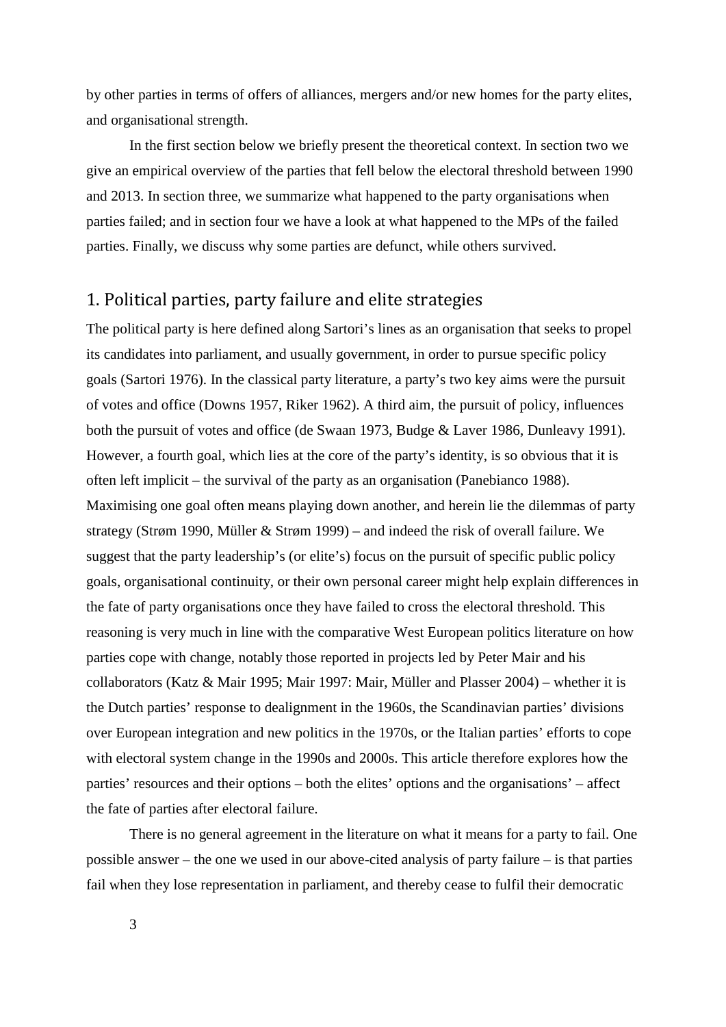by other parties in terms of offers of alliances, mergers and/or new homes for the party elites, and organisational strength.

In the first section below we briefly present the theoretical context. In section two we give an empirical overview of the parties that fell below the electoral threshold between 1990 and 2013. In section three, we summarize what happened to the party organisations when parties failed; and in section four we have a look at what happened to the MPs of the failed parties. Finally, we discuss why some parties are defunct, while others survived.

## 1. Political parties, party failure and elite strategies

The political party is here defined along Sartori's lines as an organisation that seeks to propel its candidates into parliament, and usually government, in order to pursue specific policy goals (Sartori 1976). In the classical party literature, a party's two key aims were the pursuit of votes and office (Downs 1957, Riker 1962). A third aim, the pursuit of policy, influences both the pursuit of votes and office (de Swaan 1973, Budge & Laver 1986, Dunleavy 1991). However, a fourth goal, which lies at the core of the party's identity, is so obvious that it is often left implicit – the survival of the party as an organisation (Panebianco 1988). Maximising one goal often means playing down another, and herein lie the dilemmas of party strategy (Strøm 1990, Müller & Strøm 1999) – and indeed the risk of overall failure. We suggest that the party leadership's (or elite's) focus on the pursuit of specific public policy goals, organisational continuity, or their own personal career might help explain differences in the fate of party organisations once they have failed to cross the electoral threshold. This reasoning is very much in line with the comparative West European politics literature on how parties cope with change, notably those reported in projects led by Peter Mair and his collaborators (Katz & Mair 1995; Mair 1997: Mair, Müller and Plasser 2004) – whether it is the Dutch parties' response to dealignment in the 1960s, the Scandinavian parties' divisions over European integration and new politics in the 1970s, or the Italian parties' efforts to cope with electoral system change in the 1990s and 2000s. This article therefore explores how the parties' resources and their options – both the elites' options and the organisations' – affect the fate of parties after electoral failure.

There is no general agreement in the literature on what it means for a party to fail. One possible answer – the one we used in our above-cited analysis of party failure – is that parties fail when they lose representation in parliament, and thereby cease to fulfil their democratic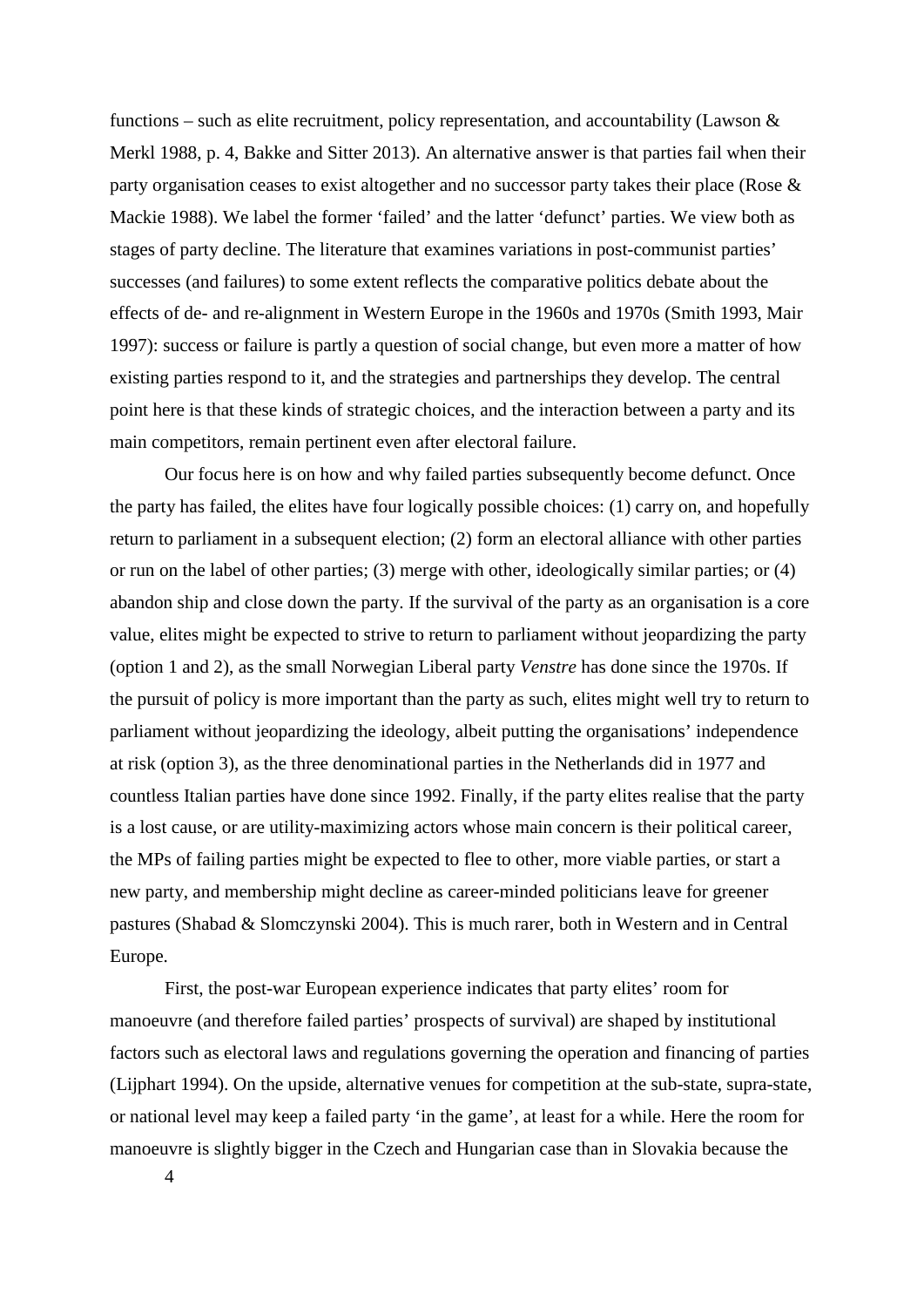functions – such as elite recruitment, policy representation, and accountability (Lawson & Merkl 1988, p. 4, Bakke and Sitter 2013). An alternative answer is that parties fail when their party organisation ceases to exist altogether and no successor party takes their place (Rose & Mackie 1988). We label the former 'failed' and the latter 'defunct' parties. We view both as stages of party decline. The literature that examines variations in post-communist parties' successes (and failures) to some extent reflects the comparative politics debate about the effects of de- and re-alignment in Western Europe in the 1960s and 1970s (Smith 1993, Mair 1997): success or failure is partly a question of social change, but even more a matter of how existing parties respond to it, and the strategies and partnerships they develop. The central point here is that these kinds of strategic choices, and the interaction between a party and its main competitors, remain pertinent even after electoral failure.

Our focus here is on how and why failed parties subsequently become defunct. Once the party has failed, the elites have four logically possible choices: (1) carry on, and hopefully return to parliament in a subsequent election; (2) form an electoral alliance with other parties or run on the label of other parties; (3) merge with other, ideologically similar parties; or (4) abandon ship and close down the party. If the survival of the party as an organisation is a core value, elites might be expected to strive to return to parliament without jeopardizing the party (option 1 and 2), as the small Norwegian Liberal party *Venstre* has done since the 1970s. If the pursuit of policy is more important than the party as such, elites might well try to return to parliament without jeopardizing the ideology, albeit putting the organisations' independence at risk (option 3), as the three denominational parties in the Netherlands did in 1977 and countless Italian parties have done since 1992. Finally, if the party elites realise that the party is a lost cause, or are utility-maximizing actors whose main concern is their political career, the MPs of failing parties might be expected to flee to other, more viable parties, or start a new party, and membership might decline as career-minded politicians leave for greener pastures (Shabad & Slomczynski 2004). This is much rarer, both in Western and in Central Europe.

First, the post-war European experience indicates that party elites' room for manoeuvre (and therefore failed parties' prospects of survival) are shaped by institutional factors such as electoral laws and regulations governing the operation and financing of parties (Lijphart 1994). On the upside, alternative venues for competition at the sub-state, supra-state, or national level may keep a failed party 'in the game', at least for a while. Here the room for manoeuvre is slightly bigger in the Czech and Hungarian case than in Slovakia because the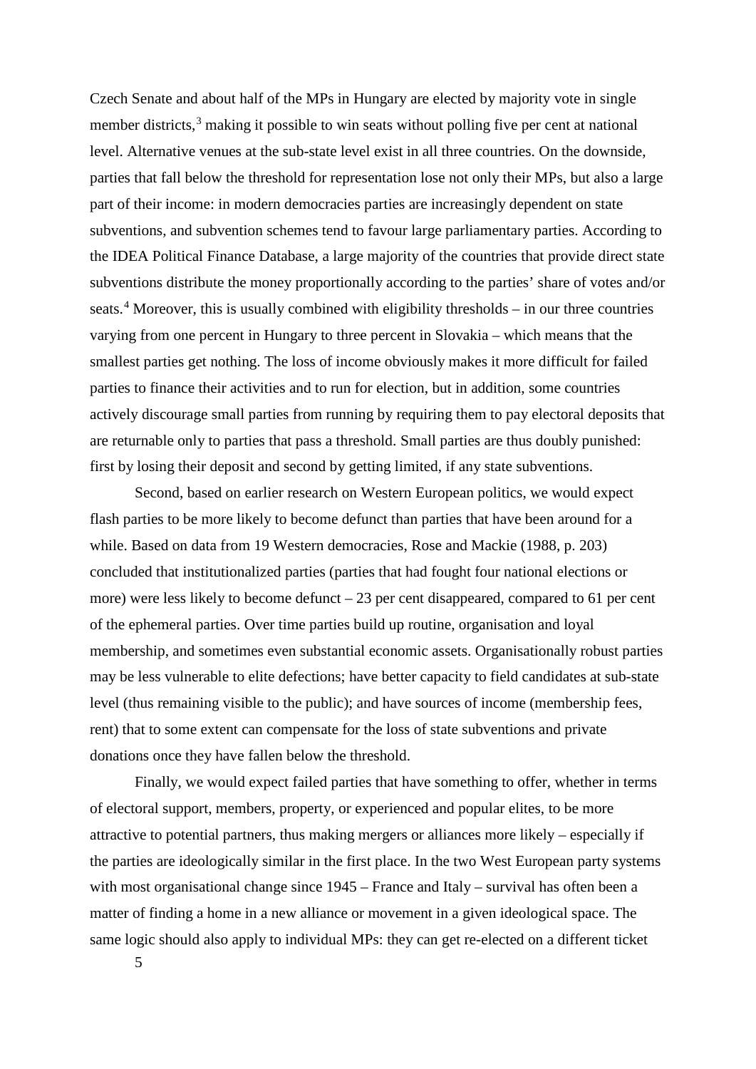Czech Senate and about half of the MPs in Hungary are elected by majority vote in single member districts,[3] making it possible to win seats without polling five per cent at national level. Alternative venues at the sub-state level exist in all three countries. On the downside, parties that fall below the threshold for representation lose not only their MPs, but also a large part of their income: in modern democracies parties are increasingly dependent on state subventions, and subvention schemes tend to favour large parliamentary parties. According to the IDEA Political Finance Database, a large majority of the countries that provide direct state subventions distribute the money proportionally according to the parties' share of votes and/or seats.[4] Moreover, this is usually combined with eligibility thresholds – in our three countries varying from one percent in Hungary to three percent in Slovakia – which means that the smallest parties get nothing. The loss of income obviously makes it more difficult for failed parties to finance their activities and to run for election, but in addition, some countries actively discourage small parties from running by requiring them to pay electoral deposits that are returnable only to parties that pass a threshold. Small parties are thus doubly punished: first by losing their deposit and second by getting limited, if any state subventions.

Second, based on earlier research on Western European politics, we would expect flash parties to be more likely to become defunct than parties that have been around for a while. Based on data from 19 Western democracies, Rose and Mackie (1988, p. 203) concluded that institutionalized parties (parties that had fought four national elections or more) were less likely to become defunct – 23 per cent disappeared, compared to 61 per cent of the ephemeral parties. Over time parties build up routine, organisation and loyal membership, and sometimes even substantial economic assets. Organisationally robust parties may be less vulnerable to elite defections; have better capacity to field candidates at sub-state level (thus remaining visible to the public); and have sources of income (membership fees, rent) that to some extent can compensate for the loss of state subventions and private donations once they have fallen below the threshold.

Finally, we would expect failed parties that have something to offer, whether in terms of electoral support, members, property, or experienced and popular elites, to be more attractive to potential partners, thus making mergers or alliances more likely – especially if the parties are ideologically similar in the first place. In the two West European party systems with most organisational change since 1945 – France and Italy – survival has often been a matter of finding a home in a new alliance or movement in a given ideological space. The same logic should also apply to individual MPs: they can get re-elected on a different ticket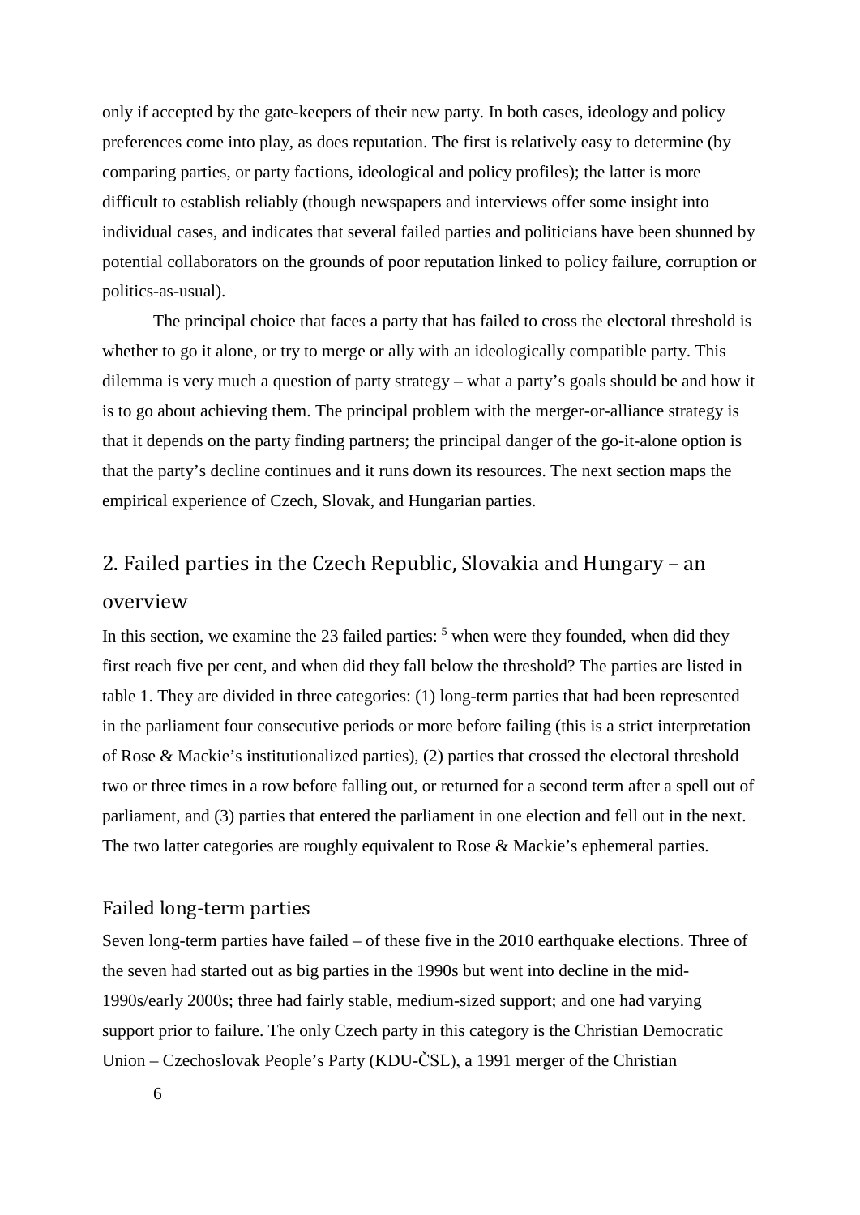only if accepted by the gate-keepers of their new party. In both cases, ideology and policy preferences come into play, as does reputation. The first is relatively easy to determine (by comparing parties, or party factions, ideological and policy profiles); the latter is more difficult to establish reliably (though newspapers and interviews offer some insight into individual cases, and indicates that several failed parties and politicians have been shunned by potential collaborators on the grounds of poor reputation linked to policy failure, corruption or politics-as-usual).

The principal choice that faces a party that has failed to cross the electoral threshold is whether to go it alone, or try to merge or ally with an ideologically compatible party. This dilemma is very much a question of party strategy – what a party's goals should be and how it is to go about achieving them. The principal problem with the merger-or-alliance strategy is that it depends on the party finding partners; the principal danger of the go-it-alone option is that the party's decline continues and it runs down its resources. The next section maps the empirical experience of Czech, Slovak, and Hungarian parties.

## 2. Failed parties in the Czech Republic, Slovakia and Hungary – an overview

In this section, we examine the 23 failed parties: [5] when were they founded, when did they first reach five per cent, and when did they fall below the threshold? The parties are listed in table 1. They are divided in three categories: (1) long-term parties that had been represented in the parliament four consecutive periods or more before failing (this is a strict interpretation of Rose & Mackie's institutionalized parties), (2) parties that crossed the electoral threshold two or three times in a row before falling out, or returned for a second term after a spell out of parliament, and (3) parties that entered the parliament in one election and fell out in the next. The two latter categories are roughly equivalent to Rose & Mackie's ephemeral parties.

### Failed long-term parties

Seven long-term parties have failed – of these five in the 2010 earthquake elections. Three of the seven had started out as big parties in the 1990s but went into decline in the mid-1990s/early 2000s; three had fairly stable, medium-sized support; and one had varying support prior to failure. The only Czech party in this category is the Christian Democratic Union – Czechoslovak People's Party (KDU-ČSL), a 1991 merger of the Christian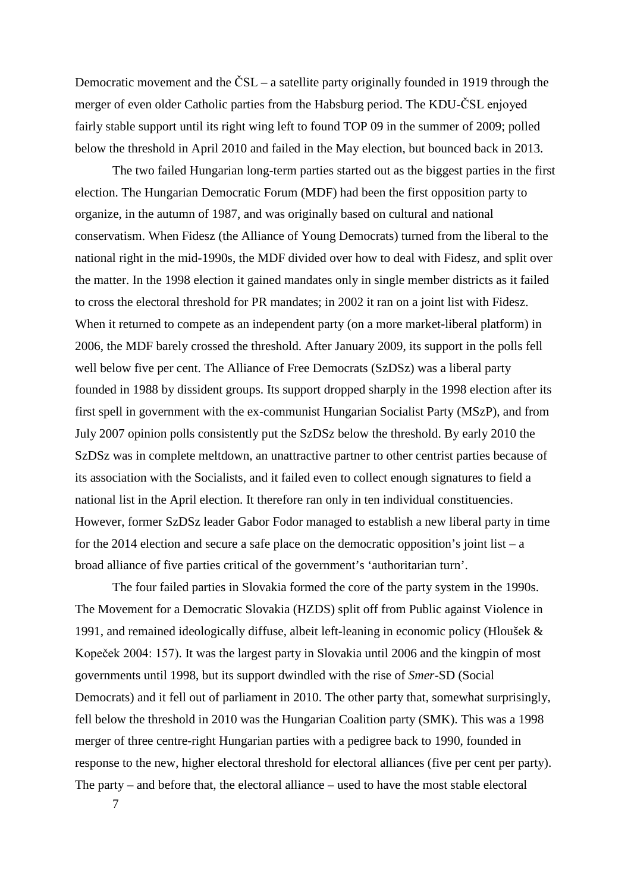Democratic movement and the ČSL – a satellite party originally founded in 1919 through the merger of even older Catholic parties from the Habsburg period. The KDU-ČSL enjoyed fairly stable support until its right wing left to found TOP 09 in the summer of 2009; polled below the threshold in April 2010 and failed in the May election, but bounced back in 2013.

The two failed Hungarian long-term parties started out as the biggest parties in the first election. The Hungarian Democratic Forum (MDF) had been the first opposition party to organize, in the autumn of 1987, and was originally based on cultural and national conservatism. When Fidesz (the Alliance of Young Democrats) turned from the liberal to the national right in the mid-1990s, the MDF divided over how to deal with Fidesz, and split over the matter. In the 1998 election it gained mandates only in single member districts as it failed to cross the electoral threshold for PR mandates; in 2002 it ran on a joint list with Fidesz. When it returned to compete as an independent party (on a more market-liberal platform) in 2006, the MDF barely crossed the threshold. After January 2009, its support in the polls fell well below five per cent. The Alliance of Free Democrats (SzDSz) was a liberal party founded in 1988 by dissident groups. Its support dropped sharply in the 1998 election after its first spell in government with the ex-communist Hungarian Socialist Party (MSzP), and from July 2007 opinion polls consistently put the SzDSz below the threshold. By early 2010 the SzDSz was in complete meltdown, an unattractive partner to other centrist parties because of its association with the Socialists, and it failed even to collect enough signatures to field a national list in the April election. It therefore ran only in ten individual constituencies. However, former SzDSz leader Gabor Fodor managed to establish a new liberal party in time for the 2014 election and secure a safe place on the democratic opposition's joint list – a broad alliance of five parties critical of the government's 'authoritarian turn'.

The four failed parties in Slovakia formed the core of the party system in the 1990s. The Movement for a Democratic Slovakia (HZDS) split off from Public against Violence in 1991, and remained ideologically diffuse, albeit left-leaning in economic policy (Hloušek & Kopeček 2004: 157). It was the largest party in Slovakia until 2006 and the kingpin of most governments until 1998, but its support dwindled with the rise of *Smer*-SD (Social Democrats) and it fell out of parliament in 2010. The other party that, somewhat surprisingly, fell below the threshold in 2010 was the Hungarian Coalition party (SMK). This was a 1998 merger of three centre-right Hungarian parties with a pedigree back to 1990, founded in response to the new, higher electoral threshold for electoral alliances (five per cent per party). The party – and before that, the electoral alliance – used to have the most stable electoral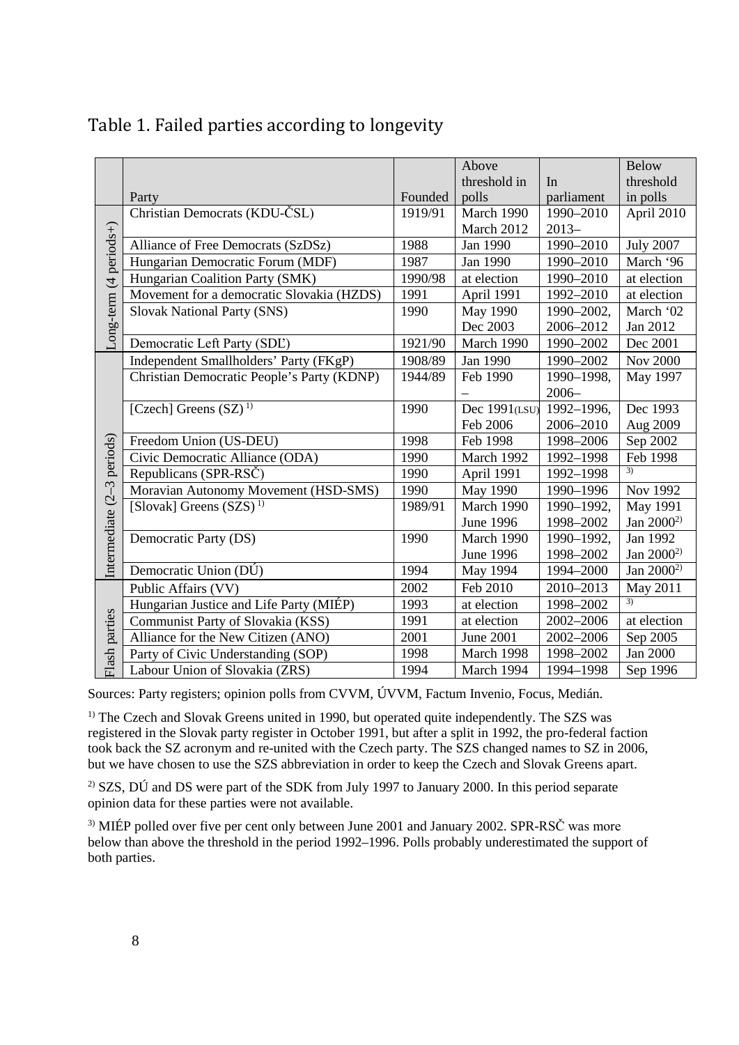## Table 1. Failed parties according to longevity

| | Party | Founded | Above threshold in polls | In parliament | Below threshold in polls |
|---|---|---|---|---|---|
| Long-term (4 periods+) | Christian Democrats (KDU-ČSL) | 1919/91 | March 1990<br>March 2012 | 1990–2010<br>2013– | April 2010 |
| | Alliance of Free Democrats (SzDSz) | 1988 | Jan 1990 | 1990–2010 | July 2007 |
| | Hungarian Democratic Forum (MDF) | 1987 | Jan 1990 | 1990–2010 | March '96 |
| | Hungarian Coalition Party (SMK) | 1990/98 | at election | 1990–2010 | at election |
| | Movement for a democratic Slovakia (HZDS) | 1991 | April 1991 | 1992–2010 | at election |
| | Slovak National Party (SNS) | 1990 | May 1990<br>Dec 2003 | 1990–2002,<br>2006–2012 | March '02<br>Jan 2012 |
| | Democratic Left Party (SDĽ) | 1921/90 | March 1990 | 1990–2002 | Dec 2001 |
| Intermediate (2–3 periods) | Independent Smallholders' Party (FKgP) | 1908/89 | Jan 1990 | 1990–2002 | Nov 2000 |
| | Christian Democratic People's Party (KDNP) | 1944/89 | Feb 1990<br>– | 1990–1998,<br>2006– | May 1997 |
| | [Czech] Greens (SZ) [1] | 1990 | Dec 1991(LSU)<br>Feb 2006 | 1992–1996,<br>2006–2010 | Dec 1993<br>Aug 2009 |
| | Freedom Union (US-DEU) | 1998 | Feb 1998 | 1998–2006 | Sep 2002 |
| | Civic Democratic Alliance (ODA) | 1990 | March 1992 | 1992–1998 | Feb 1998 |
| | Republicans (SPR-RSČ) | 1990 | April 1991 | 1992–1998 | [3] |
| | Moravian Autonomy Movement (HSD-SMS) | 1990 | May 1990 | 1990–1996 | Nov 1992 |
| | [Slovak] Greens (SZS) [1] | 1989/91 | March 1990<br>June 1996 | 1990–1992,<br>1998–2002 | May 1991<br>Jan 2000[2] |
| | Democratic Party (DS) | 1990 | March 1990<br>June 1996 | 1990–1992,<br>1998–2002 | Jan 1992<br>Jan 2000[2] |
| | Democratic Union (DÚ) | 1994 | May 1994 | 1994–2000 | Jan 2000[2] |
| Flash parties | Public Affairs (VV) | 2002 | Feb 2010 | 2010–2013 | May 2011 |
| | Hungarian Justice and Life Party (MIÉP) | 1993 | at election | 1998–2002 | [3] |
| | Communist Party of Slovakia (KSS) | 1991 | at election | 2002–2006 | at election |
| | Alliance for the New Citizen (ANO) | 2001 | June 2001 | 2002–2006 | Sep 2005 |
| | Party of Civic Understanding (SOP) | 1998 | March 1998 | 1998–2002 | Jan 2000 |
| | Labour Union of Slovakia (ZRS) | 1994 | March 1994 | 1994–1998 | Sep 1996 |

Sources: Party registers; opinion polls from CVVM, ÚVVM, Factum Invenio, Focus, Medián.

[1] The Czech and Slovak Greens united in 1990, but operated quite independently. The SZS was registered in the Slovak party register in October 1991, but after a split in 1992, the pro-federal faction took back the SZ acronym and re-united with the Czech party. The SZS changed names to SZ in 2006, but we have chosen to use the SZS abbreviation in order to keep the Czech and Slovak Greens apart.

[2] SZS, DÚ and DS were part of the SDK from July 1997 to January 2000. In this period separate opinion data for these parties were not available.

[3] MIÉP polled over five per cent only between June 2001 and January 2002. SPR-RSČ was more below than above the threshold in the period 1992–1996. Polls probably underestimated the support of both parties.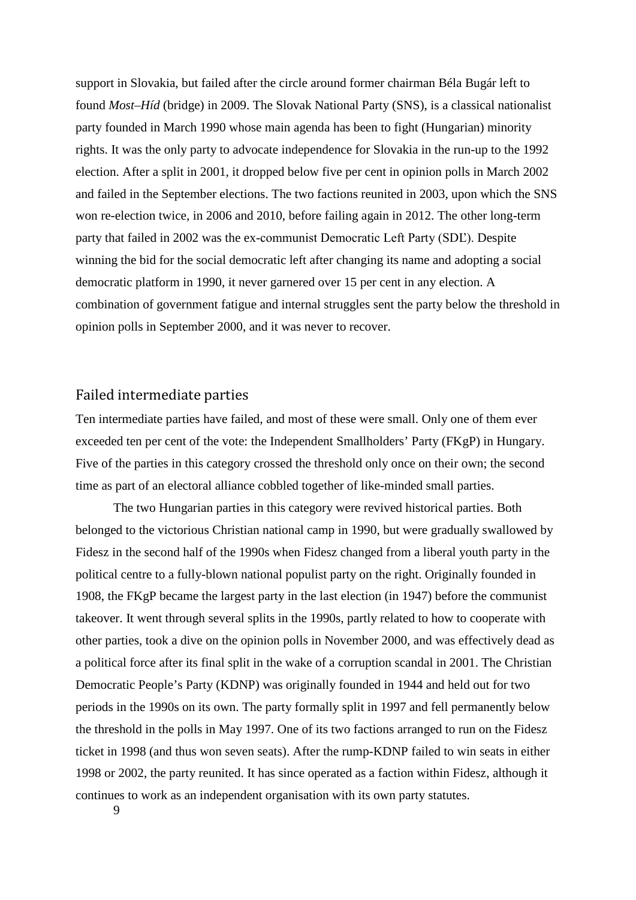support in Slovakia, but failed after the circle around former chairman Béla Bugár left to found *Most–Híd* (bridge) in 2009. The Slovak National Party (SNS), is a classical nationalist party founded in March 1990 whose main agenda has been to fight (Hungarian) minority rights. It was the only party to advocate independence for Slovakia in the run-up to the 1992 election. After a split in 2001, it dropped below five per cent in opinion polls in March 2002 and failed in the September elections. The two factions reunited in 2003, upon which the SNS won re-election twice, in 2006 and 2010, before failing again in 2012. The other long-term party that failed in 2002 was the ex-communist Democratic Left Party (SDĽ). Despite winning the bid for the social democratic left after changing its name and adopting a social democratic platform in 1990, it never garnered over 15 per cent in any election. A combination of government fatigue and internal struggles sent the party below the threshold in opinion polls in September 2000, and it was never to recover.

## Failed intermediate parties

Ten intermediate parties have failed, and most of these were small. Only one of them ever exceeded ten per cent of the vote: the Independent Smallholders' Party (FKgP) in Hungary. Five of the parties in this category crossed the threshold only once on their own; the second time as part of an electoral alliance cobbled together of like-minded small parties.

The two Hungarian parties in this category were revived historical parties. Both belonged to the victorious Christian national camp in 1990, but were gradually swallowed by Fidesz in the second half of the 1990s when Fidesz changed from a liberal youth party in the political centre to a fully-blown national populist party on the right. Originally founded in 1908, the FKgP became the largest party in the last election (in 1947) before the communist takeover. It went through several splits in the 1990s, partly related to how to cooperate with other parties, took a dive on the opinion polls in November 2000, and was effectively dead as a political force after its final split in the wake of a corruption scandal in 2001. The Christian Democratic People's Party (KDNP) was originally founded in 1944 and held out for two periods in the 1990s on its own. The party formally split in 1997 and fell permanently below the threshold in the polls in May 1997. One of its two factions arranged to run on the Fidesz ticket in 1998 (and thus won seven seats). After the rump-KDNP failed to win seats in either 1998 or 2002, the party reunited. It has since operated as a faction within Fidesz, although it continues to work as an independent organisation with its own party statutes.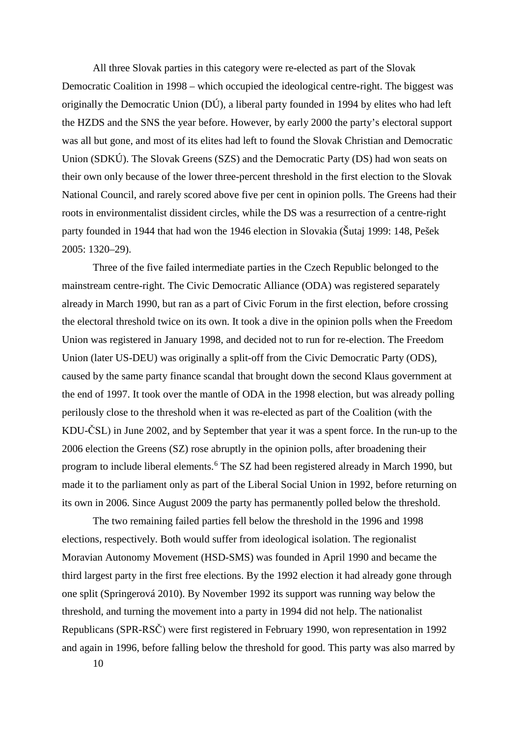All three Slovak parties in this category were re-elected as part of the Slovak Democratic Coalition in 1998 – which occupied the ideological centre-right. The biggest was originally the Democratic Union (DÚ), a liberal party founded in 1994 by elites who had left the HZDS and the SNS the year before. However, by early 2000 the party's electoral support was all but gone, and most of its elites had left to found the Slovak Christian and Democratic Union (SDKÚ). The Slovak Greens (SZS) and the Democratic Party (DS) had won seats on their own only because of the lower three-percent threshold in the first election to the Slovak National Council, and rarely scored above five per cent in opinion polls. The Greens had their roots in environmentalist dissident circles, while the DS was a resurrection of a centre-right party founded in 1944 that had won the 1946 election in Slovakia (Šutaj 1999: 148, Pešek 2005: 1320–29).

Three of the five failed intermediate parties in the Czech Republic belonged to the mainstream centre-right. The Civic Democratic Alliance (ODA) was registered separately already in March 1990, but ran as a part of Civic Forum in the first election, before crossing the electoral threshold twice on its own. It took a dive in the opinion polls when the Freedom Union was registered in January 1998, and decided not to run for re-election. The Freedom Union (later US-DEU) was originally a split-off from the Civic Democratic Party (ODS), caused by the same party finance scandal that brought down the second Klaus government at the end of 1997. It took over the mantle of ODA in the 1998 election, but was already polling perilously close to the threshold when it was re-elected as part of the Coalition (with the KDU-ČSL) in June 2002, and by September that year it was a spent force. In the run-up to the 2006 election the Greens (SZ) rose abruptly in the opinion polls, after broadening their program to include liberal elements.[6] The SZ had been registered already in March 1990, but made it to the parliament only as part of the Liberal Social Union in 1992, before returning on its own in 2006. Since August 2009 the party has permanently polled below the threshold.

The two remaining failed parties fell below the threshold in the 1996 and 1998 elections, respectively. Both would suffer from ideological isolation. The regionalist Moravian Autonomy Movement (HSD-SMS) was founded in April 1990 and became the third largest party in the first free elections. By the 1992 election it had already gone through one split (Springerová 2010). By November 1992 its support was running way below the threshold, and turning the movement into a party in 1994 did not help. The nationalist Republicans (SPR-RSČ) were first registered in February 1990, won representation in 1992 and again in 1996, before falling below the threshold for good. This party was also marred by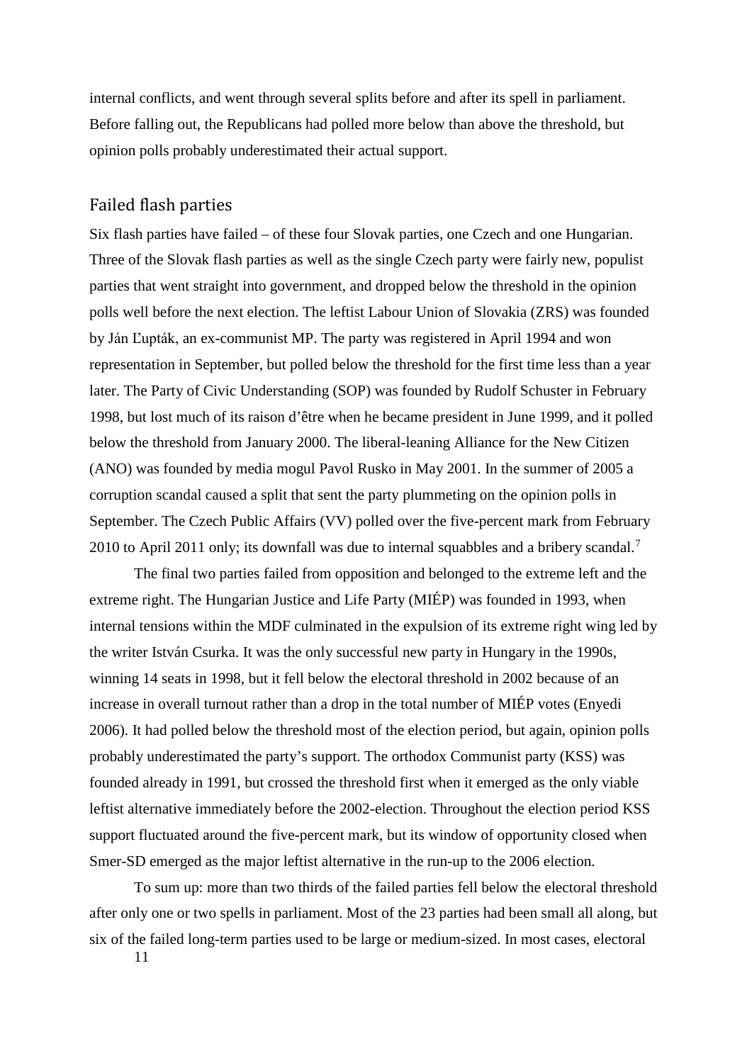internal conflicts, and went through several splits before and after its spell in parliament. Before falling out, the Republicans had polled more below than above the threshold, but opinion polls probably underestimated their actual support.

## Failed flash parties

Six flash parties have failed – of these four Slovak parties, one Czech and one Hungarian. Three of the Slovak flash parties as well as the single Czech party were fairly new, populist parties that went straight into government, and dropped below the threshold in the opinion polls well before the next election. The leftist Labour Union of Slovakia (ZRS) was founded by Ján Ľupták, an ex-communist MP. The party was registered in April 1994 and won representation in September, but polled below the threshold for the first time less than a year later. The Party of Civic Understanding (SOP) was founded by Rudolf Schuster in February 1998, but lost much of its raison d'être when he became president in June 1999, and it polled below the threshold from January 2000. The liberal-leaning Alliance for the New Citizen (ANO) was founded by media mogul Pavol Rusko in May 2001. In the summer of 2005 a corruption scandal caused a split that sent the party plummeting on the opinion polls in September. The Czech Public Affairs (VV) polled over the five-percent mark from February 2010 to April 2011 only; its downfall was due to internal squabbles and a bribery scandal.[7]

The final two parties failed from opposition and belonged to the extreme left and the extreme right. The Hungarian Justice and Life Party (MIÉP) was founded in 1993, when internal tensions within the MDF culminated in the expulsion of its extreme right wing led by the writer István Csurka. It was the only successful new party in Hungary in the 1990s, winning 14 seats in 1998, but it fell below the electoral threshold in 2002 because of an increase in overall turnout rather than a drop in the total number of MIÉP votes (Enyedi 2006). It had polled below the threshold most of the election period, but again, opinion polls probably underestimated the party's support. The orthodox Communist party (KSS) was founded already in 1991, but crossed the threshold first when it emerged as the only viable leftist alternative immediately before the 2002-election. Throughout the election period KSS support fluctuated around the five-percent mark, but its window of opportunity closed when Smer-SD emerged as the major leftist alternative in the run-up to the 2006 election.

To sum up: more than two thirds of the failed parties fell below the electoral threshold after only one or two spells in parliament. Most of the 23 parties had been small all along, but six of the failed long-term parties used to be large or medium-sized. In most cases, electoral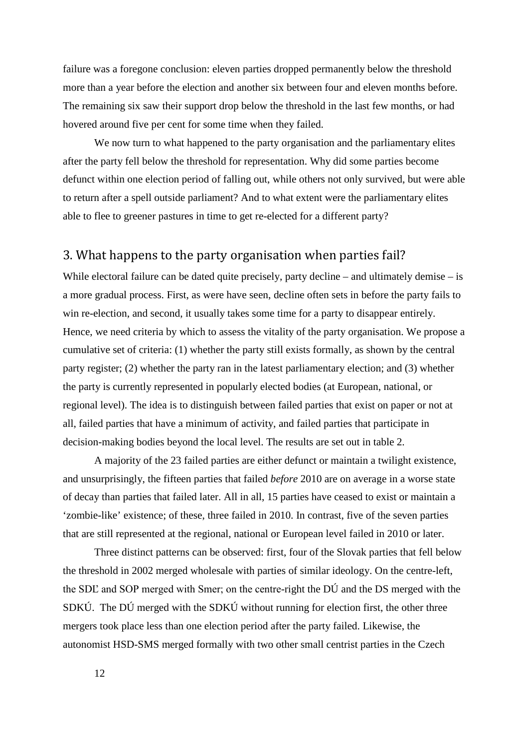failure was a foregone conclusion: eleven parties dropped permanently below the threshold more than a year before the election and another six between four and eleven months before. The remaining six saw their support drop below the threshold in the last few months, or had hovered around five per cent for some time when they failed.

We now turn to what happened to the party organisation and the parliamentary elites after the party fell below the threshold for representation. Why did some parties become defunct within one election period of falling out, while others not only survived, but were able to return after a spell outside parliament? And to what extent were the parliamentary elites able to flee to greener pastures in time to get re-elected for a different party?

## 3. What happens to the party organisation when parties fail?

While electoral failure can be dated quite precisely, party decline – and ultimately demise – is a more gradual process. First, as were have seen, decline often sets in before the party fails to win re-election, and second, it usually takes some time for a party to disappear entirely. Hence, we need criteria by which to assess the vitality of the party organisation. We propose a cumulative set of criteria: (1) whether the party still exists formally, as shown by the central party register; (2) whether the party ran in the latest parliamentary election; and (3) whether the party is currently represented in popularly elected bodies (at European, national, or regional level). The idea is to distinguish between failed parties that exist on paper or not at all, failed parties that have a minimum of activity, and failed parties that participate in decision-making bodies beyond the local level. The results are set out in table 2.

A majority of the 23 failed parties are either defunct or maintain a twilight existence, and unsurprisingly, the fifteen parties that failed *before* 2010 are on average in a worse state of decay than parties that failed later. All in all, 15 parties have ceased to exist or maintain a 'zombie-like' existence; of these, three failed in 2010. In contrast, five of the seven parties that are still represented at the regional, national or European level failed in 2010 or later.

Three distinct patterns can be observed: first, four of the Slovak parties that fell below the threshold in 2002 merged wholesale with parties of similar ideology. On the centre-left, the SDĽ and SOP merged with Smer; on the centre-right the DÚ and the DS merged with the SDKÚ. The DÚ merged with the SDKÚ without running for election first, the other three mergers took place less than one election period after the party failed. Likewise, the autonomist HSD-SMS merged formally with two other small centrist parties in the Czech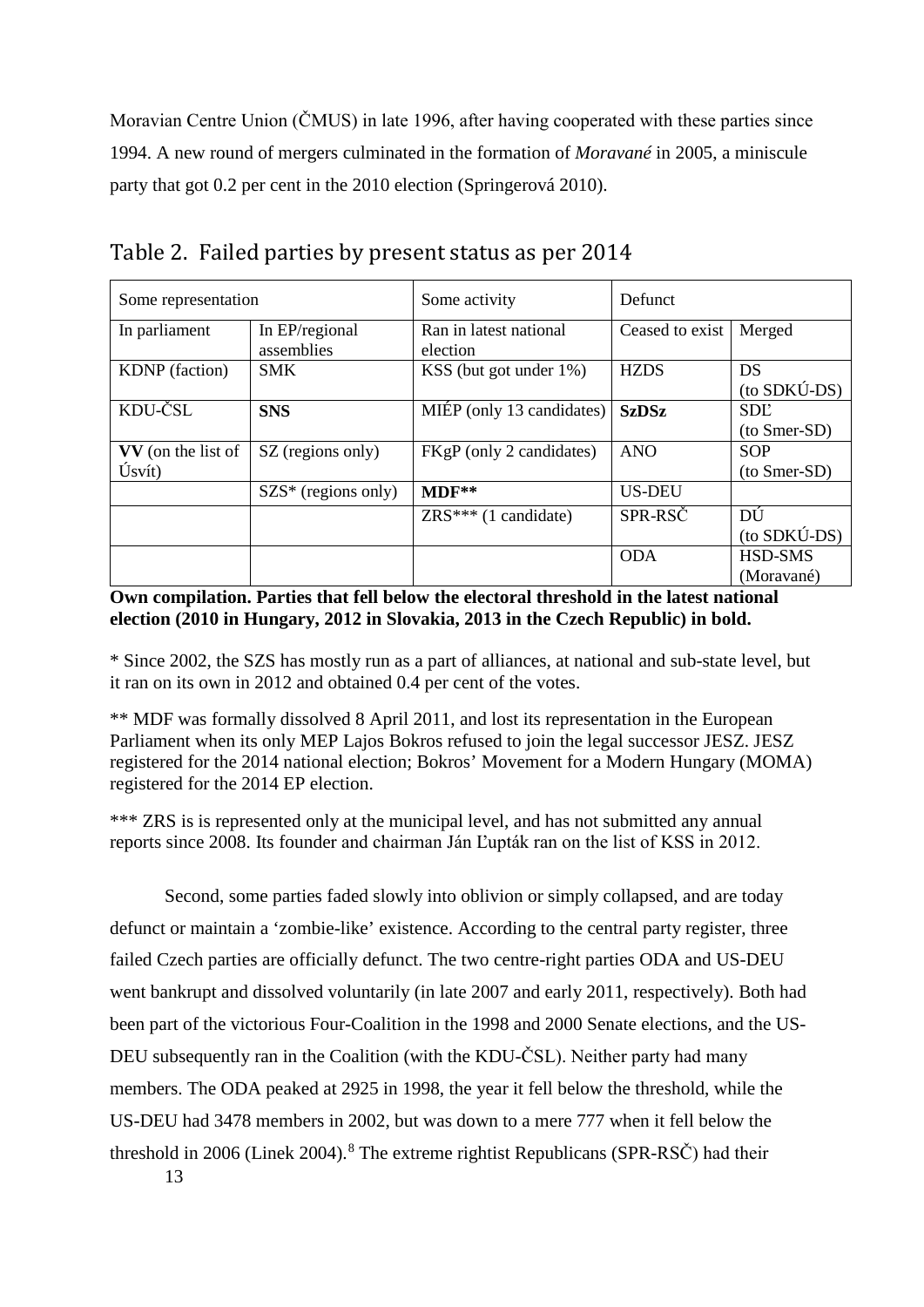Moravian Centre Union (ČMUS) in late 1996, after having cooperated with these parties since 1994. A new round of mergers culminated in the formation of *Moravané* in 2005, a miniscule party that got 0.2 per cent in the 2010 election (Springerová 2010).

## Table 2. Failed parties by present status as per 2014

| Some representation | | Some activity | Defunct | |
|---|---|---|---|---|
| In parliament | In EP/regional assemblies | Ran in latest national election | Ceased to exist | Merged |
| KDNP (faction) | SMK | KSS (but got under 1%) | HZDS | DS (to SDKÚ-DS) |
| KDU-ČSL | **SNS** | MIÉP (only 13 candidates) | **SzDSz** | SDĽ (to Smer-SD) |
| **VV** (on the list of Úsvít) | SZ (regions only) | FKgP (only 2 candidates) | ANO | SOP (to Smer-SD) |
| | SZS* (regions only) | **MDF****| US-DEU | |
| | | ZRS*** (1 candidate) | SPR-RSČ | DÚ (to SDKÚ-DS) |
| | | | ODA | HSD-SMS (Moravané) |

**Own compilation. Parties that fell below the electoral threshold in the latest national election (2010 in Hungary, 2012 in Slovakia, 2013 in the Czech Republic) in bold.**

* Since 2002, the SZS has mostly run as a part of alliances, at national and sub-state level, but it ran on its own in 2012 and obtained 0.4 per cent of the votes.

** MDF was formally dissolved 8 April 2011, and lost its representation in the European Parliament when its only MEP Lajos Bokros refused to join the legal successor JESZ. JESZ registered for the 2014 national election; Bokros' Movement for a Modern Hungary (MOMA) registered for the 2014 EP election.

*** ZRS is is represented only at the municipal level, and has not submitted any annual reports since 2008. Its founder and chairman Ján Ľupták ran on the list of KSS in 2012.

Second, some parties faded slowly into oblivion or simply collapsed, and are today defunct or maintain a 'zombie-like' existence. According to the central party register, three failed Czech parties are officially defunct. The two centre-right parties ODA and US-DEU went bankrupt and dissolved voluntarily (in late 2007 and early 2011, respectively). Both had been part of the victorious Four-Coalition in the 1998 and 2000 Senate elections, and the US-DEU subsequently ran in the Coalition (with the KDU-ČSL). Neither party had many members. The ODA peaked at 2925 in 1998, the year it fell below the threshold, while the US-DEU had 3478 members in 2002, but was down to a mere 777 when it fell below the threshold in 2006 (Linek 2004).[8] The extreme rightist Republicans (SPR-RSČ) had their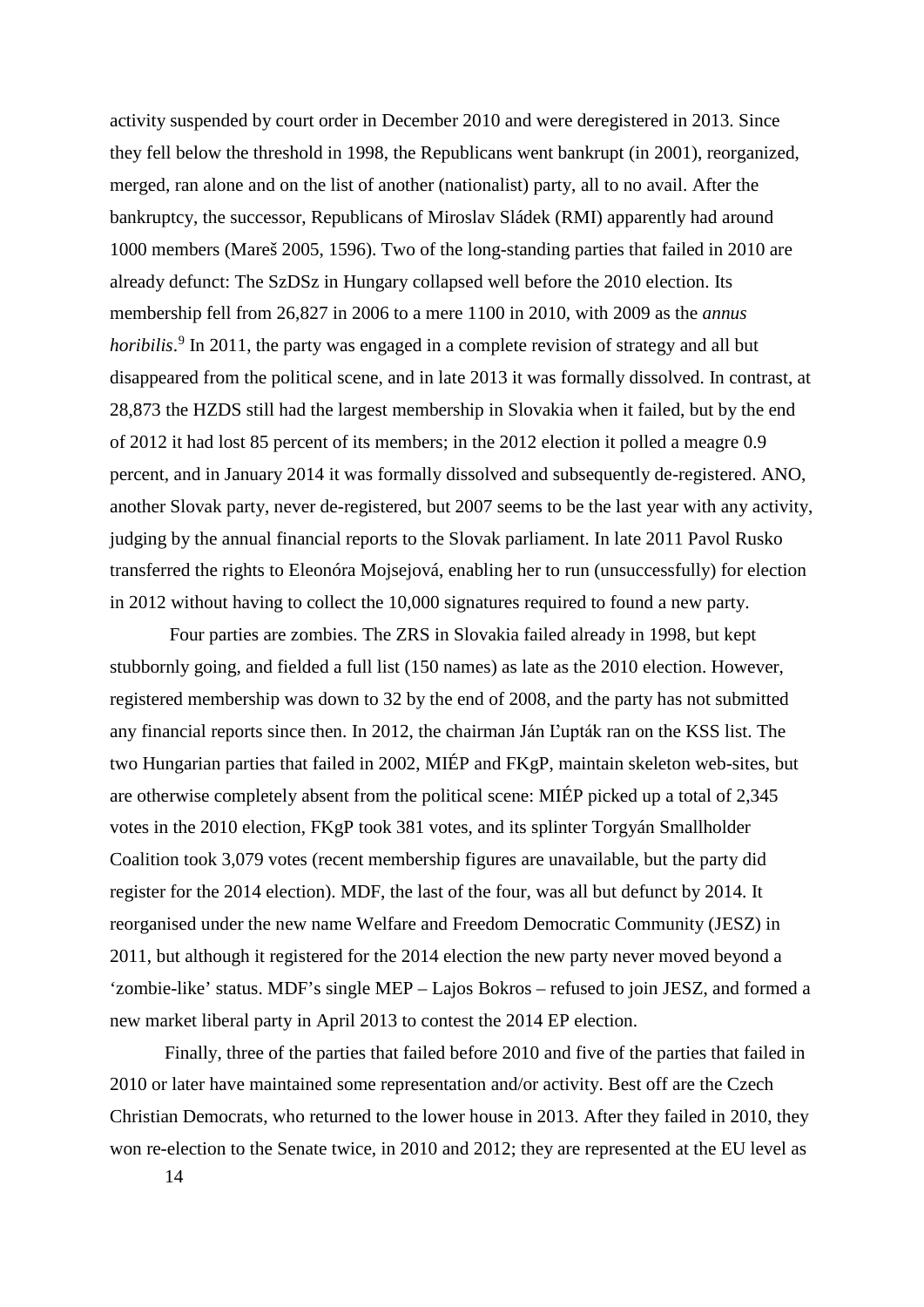activity suspended by court order in December 2010 and were deregistered in 2013. Since they fell below the threshold in 1998, the Republicans went bankrupt (in 2001), reorganized, merged, ran alone and on the list of another (nationalist) party, all to no avail. After the bankruptcy, the successor, Republicans of Miroslav Sládek (RMI) apparently had around 1000 members (Mareš 2005, 1596). Two of the long-standing parties that failed in 2010 are already defunct: The SzDSz in Hungary collapsed well before the 2010 election. Its membership fell from 26,827 in 2006 to a mere 1100 in 2010, with 2009 as the *annus horibilis*.[9] In 2011, the party was engaged in a complete revision of strategy and all but disappeared from the political scene, and in late 2013 it was formally dissolved. In contrast, at 28,873 the HZDS still had the largest membership in Slovakia when it failed, but by the end of 2012 it had lost 85 percent of its members; in the 2012 election it polled a meagre 0.9 percent, and in January 2014 it was formally dissolved and subsequently de-registered. ANO, another Slovak party, never de-registered, but 2007 seems to be the last year with any activity, judging by the annual financial reports to the Slovak parliament. In late 2011 Pavol Rusko transferred the rights to Eleonóra Mojsejová, enabling her to run (unsuccessfully) for election in 2012 without having to collect the 10,000 signatures required to found a new party.

Four parties are zombies. The ZRS in Slovakia failed already in 1998, but kept stubbornly going, and fielded a full list (150 names) as late as the 2010 election. However, registered membership was down to 32 by the end of 2008, and the party has not submitted any financial reports since then. In 2012, the chairman Ján Ľupták ran on the KSS list. The two Hungarian parties that failed in 2002, MIÉP and FKgP, maintain skeleton web-sites, but are otherwise completely absent from the political scene: MIÉP picked up a total of 2,345 votes in the 2010 election, FKgP took 381 votes, and its splinter Torgyán Smallholder Coalition took 3,079 votes (recent membership figures are unavailable, but the party did register for the 2014 election). MDF, the last of the four, was all but defunct by 2014. It reorganised under the new name Welfare and Freedom Democratic Community (JESZ) in 2011, but although it registered for the 2014 election the new party never moved beyond a 'zombie-like' status. MDF's single MEP – Lajos Bokros – refused to join JESZ, and formed a new market liberal party in April 2013 to contest the 2014 EP election.

Finally, three of the parties that failed before 2010 and five of the parties that failed in 2010 or later have maintained some representation and/or activity. Best off are the Czech Christian Democrats, who returned to the lower house in 2013. After they failed in 2010, they won re-election to the Senate twice, in 2010 and 2012; they are represented at the EU level as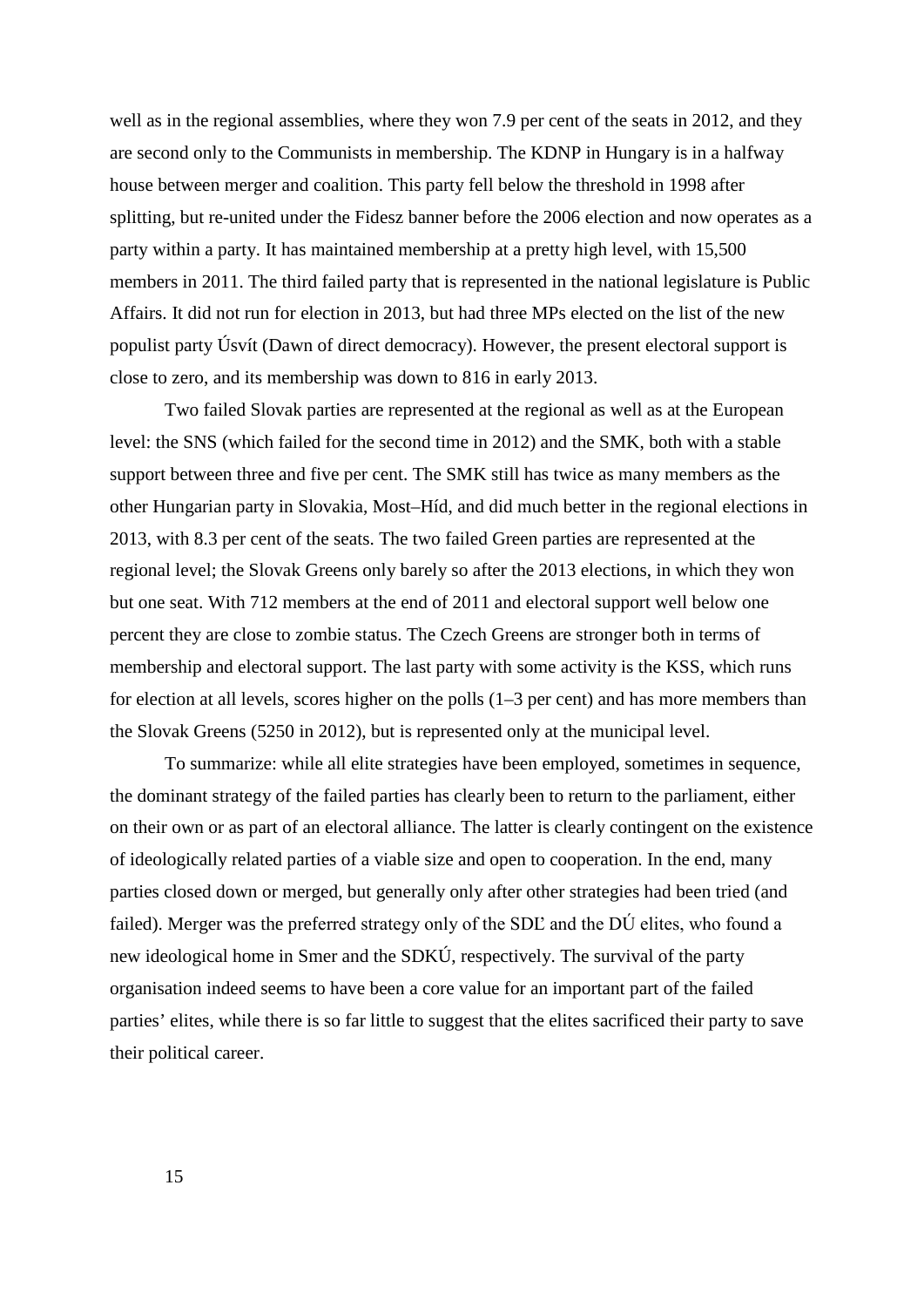well as in the regional assemblies, where they won 7.9 per cent of the seats in 2012, and they are second only to the Communists in membership. The KDNP in Hungary is in a halfway house between merger and coalition. This party fell below the threshold in 1998 after splitting, but re-united under the Fidesz banner before the 2006 election and now operates as a party within a party. It has maintained membership at a pretty high level, with 15,500 members in 2011. The third failed party that is represented in the national legislature is Public Affairs. It did not run for election in 2013, but had three MPs elected on the list of the new populist party Úsvít (Dawn of direct democracy). However, the present electoral support is close to zero, and its membership was down to 816 in early 2013.

Two failed Slovak parties are represented at the regional as well as at the European level: the SNS (which failed for the second time in 2012) and the SMK, both with a stable support between three and five per cent. The SMK still has twice as many members as the other Hungarian party in Slovakia, Most–Híd, and did much better in the regional elections in 2013, with 8.3 per cent of the seats. The two failed Green parties are represented at the regional level; the Slovak Greens only barely so after the 2013 elections, in which they won but one seat. With 712 members at the end of 2011 and electoral support well below one percent they are close to zombie status. The Czech Greens are stronger both in terms of membership and electoral support. The last party with some activity is the KSS, which runs for election at all levels, scores higher on the polls (1–3 per cent) and has more members than the Slovak Greens (5250 in 2012), but is represented only at the municipal level.

To summarize: while all elite strategies have been employed, sometimes in sequence, the dominant strategy of the failed parties has clearly been to return to the parliament, either on their own or as part of an electoral alliance. The latter is clearly contingent on the existence of ideologically related parties of a viable size and open to cooperation. In the end, many parties closed down or merged, but generally only after other strategies had been tried (and failed). Merger was the preferred strategy only of the SDĽ and the DÚ elites, who found a new ideological home in Smer and the SDKÚ, respectively. The survival of the party organisation indeed seems to have been a core value for an important part of the failed parties' elites, while there is so far little to suggest that the elites sacrificed their party to save their political career.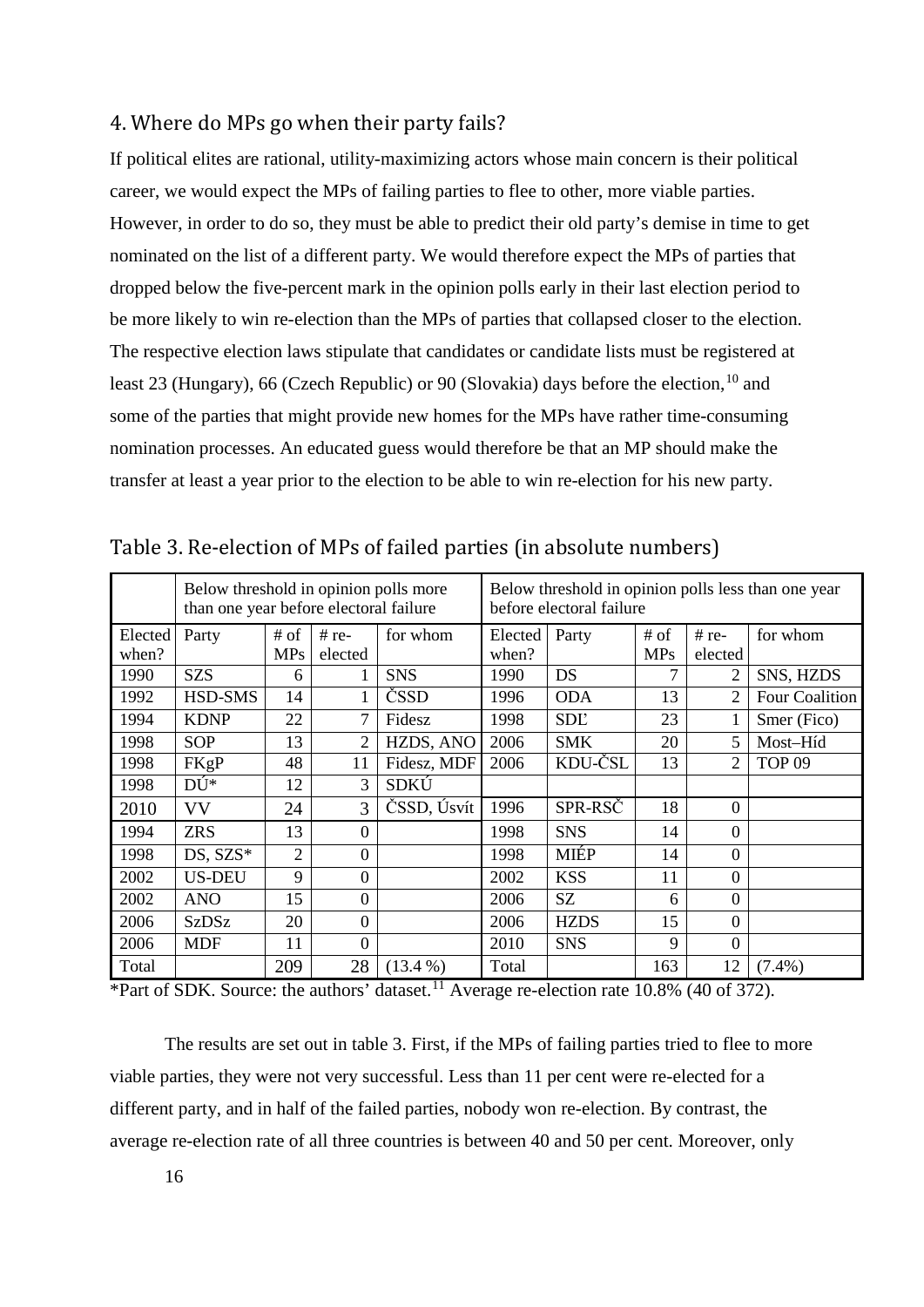## 4. Where do MPs go when their party fails?

If political elites are rational, utility-maximizing actors whose main concern is their political career, we would expect the MPs of failing parties to flee to other, more viable parties. However, in order to do so, they must be able to predict their old party's demise in time to get nominated on the list of a different party. We would therefore expect the MPs of parties that dropped below the five-percent mark in the opinion polls early in their last election period to be more likely to win re-election than the MPs of parties that collapsed closer to the election. The respective election laws stipulate that candidates or candidate lists must be registered at least 23 (Hungary), 66 (Czech Republic) or 90 (Slovakia) days before the election,[10] and some of the parties that might provide new homes for the MPs have rather time-consuming nomination processes. An educated guess would therefore be that an MP should make the transfer at least a year prior to the election to be able to win re-election for his new party.

Table 3. Re-election of MPs of failed parties (in absolute numbers)

| | Below threshold in opinion polls more than one year before electoral failure | | | | Below threshold in opinion polls less than one year before electoral failure | | | | |
|---|---|---|---|---|---|---|---|---|---|
| Elected when? | Party | # of MPs | # re-elected | for whom | Elected when? | Party | # of MPs | # re-elected | for whom |
| 1990 | SZS | 6 | 1 | SNS | 1990 | DS | 7 | 2 | SNS, HZDS |
| 1992 | HSD-SMS | 14 | 1 | ČSSD | 1996 | ODA | 13 | 2 | Four Coalition |
| 1994 | KDNP | 22 | 7 | Fidesz | 1998 | SDĽ | 23 | 1 | Smer (Fico) |
| 1998 | SOP | 13 | 2 | HZDS, ANO | 2006 | SMK | 20 | 5 | Most–Híd |
| 1998 | FKgP | 48 | 11 | Fidesz, MDF | 2006 | KDU-ČSL | 13 | 2 | TOP 09 |
| 1998 | DÚ* | 12 | 3 | SDKÚ | | | | | |
| 2010 | VV | 24 | 3 | ČSSD, Úsvít | 1996 | SPR-RSČ | 18 | 0 | |
| 1994 | ZRS | 13 | 0 | | 1998 | SNS | 14 | 0 | |
| 1998 | DS, SZS* | 2 | 0 | | 1998 | MIÉP | 14 | 0 | |
| 2002 | US-DEU | 9 | 0 | | 2002 | KSS | 11 | 0 | |
| 2002 | ANO | 15 | 0 | | 2006 | SZ | 6 | 0 | |
| 2006 | SzDSz | 20 | 0 | | 2006 | HZDS | 15 | 0 | |
| 2006 | MDF | 11 | 0 | | 2010 | SNS | 9 | 0 | |
| Total | | 209 | 28 | (13.4 %) | Total | | 163 | 12 | (7.4%) |

*Part of SDK. Source: the authors' dataset.[11] Average re-election rate 10.8% (40 of 372).

The results are set out in table 3. First, if the MPs of failing parties tried to flee to more viable parties, they were not very successful. Less than 11 per cent were re-elected for a different party, and in half of the failed parties, nobody won re-election. By contrast, the average re-election rate of all three countries is between 40 and 50 per cent. Moreover, only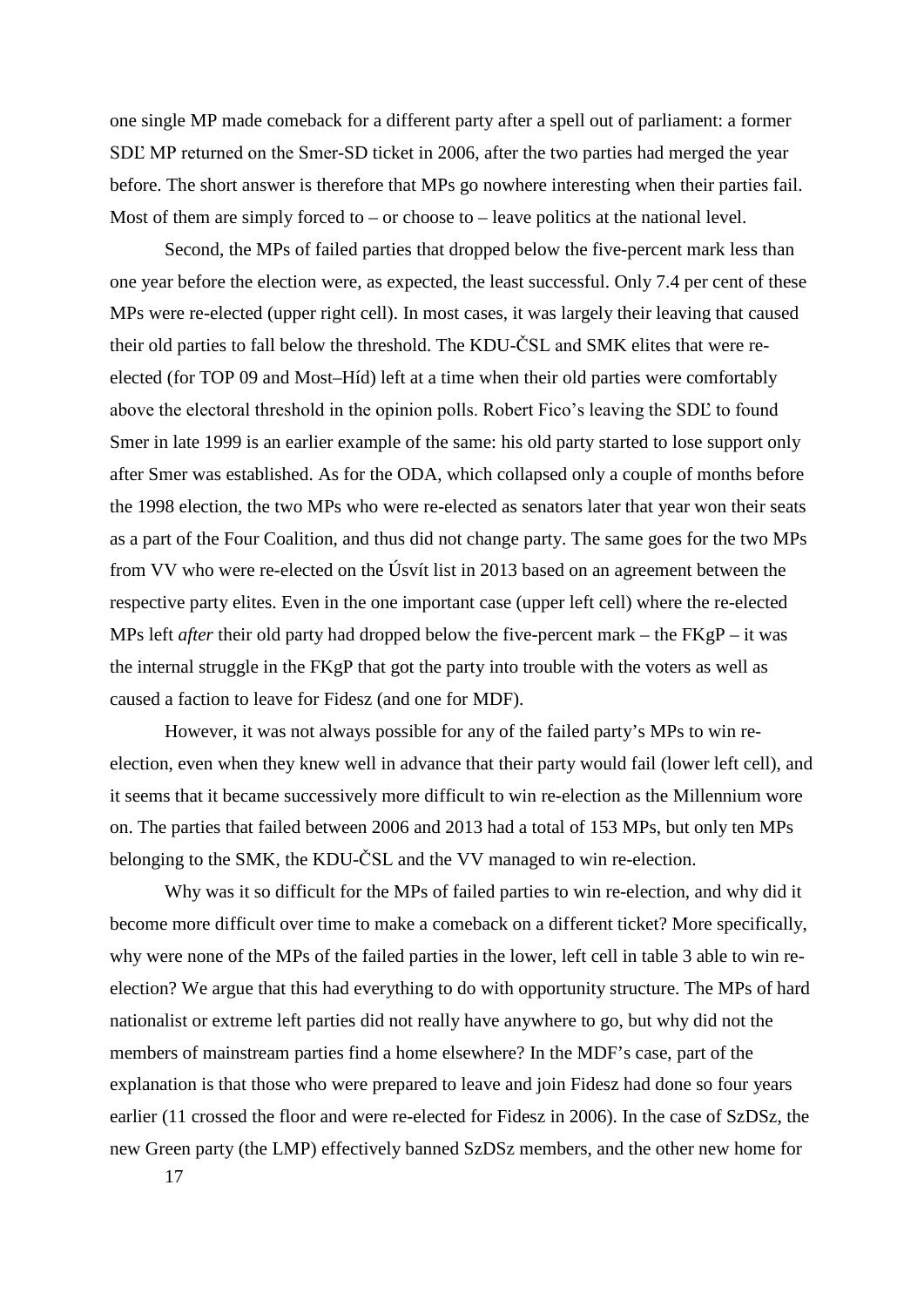one single MP made comeback for a different party after a spell out of parliament: a former SDĽ MP returned on the Smer-SD ticket in 2006, after the two parties had merged the year before. The short answer is therefore that MPs go nowhere interesting when their parties fail. Most of them are simply forced to – or choose to – leave politics at the national level.

Second, the MPs of failed parties that dropped below the five-percent mark less than one year before the election were, as expected, the least successful. Only 7.4 per cent of these MPs were re-elected (upper right cell). In most cases, it was largely their leaving that caused their old parties to fall below the threshold. The KDU-ČSL and SMK elites that were re-elected (for TOP 09 and Most–Híd) left at a time when their old parties were comfortably above the electoral threshold in the opinion polls. Robert Fico's leaving the SDĽ to found Smer in late 1999 is an earlier example of the same: his old party started to lose support only after Smer was established. As for the ODA, which collapsed only a couple of months before the 1998 election, the two MPs who were re-elected as senators later that year won their seats as a part of the Four Coalition, and thus did not change party. The same goes for the two MPs from VV who were re-elected on the Úsvít list in 2013 based on an agreement between the respective party elites. Even in the one important case (upper left cell) where the re-elected MPs left *after* their old party had dropped below the five-percent mark – the FKgP – it was the internal struggle in the FKgP that got the party into trouble with the voters as well as caused a faction to leave for Fidesz (and one for MDF).

However, it was not always possible for any of the failed party's MPs to win re-election, even when they knew well in advance that their party would fail (lower left cell), and it seems that it became successively more difficult to win re-election as the Millennium wore on. The parties that failed between 2006 and 2013 had a total of 153 MPs, but only ten MPs belonging to the SMK, the KDU-ČSL and the VV managed to win re-election.

Why was it so difficult for the MPs of failed parties to win re-election, and why did it become more difficult over time to make a comeback on a different ticket? More specifically, why were none of the MPs of the failed parties in the lower, left cell in table 3 able to win re-election? We argue that this had everything to do with opportunity structure. The MPs of hard nationalist or extreme left parties did not really have anywhere to go, but why did not the members of mainstream parties find a home elsewhere? In the MDF's case, part of the explanation is that those who were prepared to leave and join Fidesz had done so four years earlier (11 crossed the floor and were re-elected for Fidesz in 2006). In the case of SzDSz, the new Green party (the LMP) effectively banned SzDSz members, and the other new home for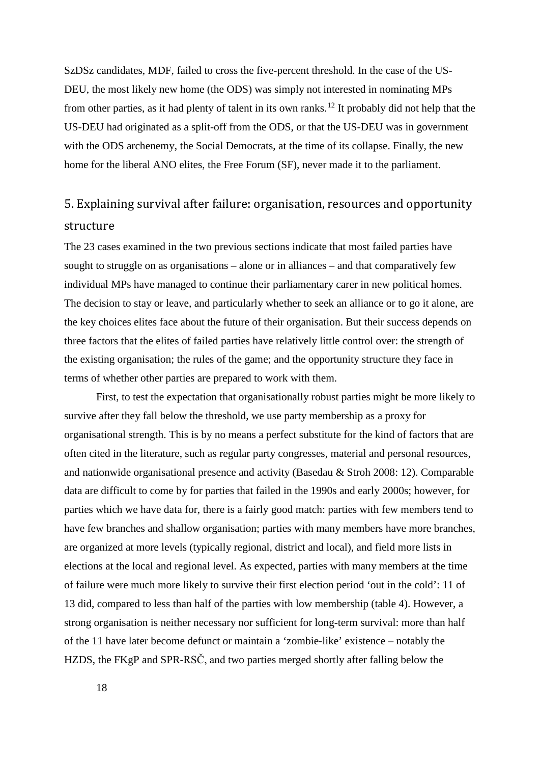SzDSz candidates, MDF, failed to cross the five-percent threshold. In the case of the US-DEU, the most likely new home (the ODS) was simply not interested in nominating MPs from other parties, as it had plenty of talent in its own ranks.[12] It probably did not help that the US-DEU had originated as a split-off from the ODS, or that the US-DEU was in government with the ODS archenemy, the Social Democrats, at the time of its collapse. Finally, the new home for the liberal ANO elites, the Free Forum (SF), never made it to the parliament.

## 5. Explaining survival after failure: organisation, resources and opportunity structure

The 23 cases examined in the two previous sections indicate that most failed parties have sought to struggle on as organisations – alone or in alliances – and that comparatively few individual MPs have managed to continue their parliamentary carer in new political homes. The decision to stay or leave, and particularly whether to seek an alliance or to go it alone, are the key choices elites face about the future of their organisation. But their success depends on three factors that the elites of failed parties have relatively little control over: the strength of the existing organisation; the rules of the game; and the opportunity structure they face in terms of whether other parties are prepared to work with them.

First, to test the expectation that organisationally robust parties might be more likely to survive after they fall below the threshold, we use party membership as a proxy for organisational strength. This is by no means a perfect substitute for the kind of factors that are often cited in the literature, such as regular party congresses, material and personal resources, and nationwide organisational presence and activity (Basedau & Stroh 2008: 12). Comparable data are difficult to come by for parties that failed in the 1990s and early 2000s; however, for parties which we have data for, there is a fairly good match: parties with few members tend to have few branches and shallow organisation; parties with many members have more branches, are organized at more levels (typically regional, district and local), and field more lists in elections at the local and regional level. As expected, parties with many members at the time of failure were much more likely to survive their first election period 'out in the cold': 11 of 13 did, compared to less than half of the parties with low membership (table 4). However, a strong organisation is neither necessary nor sufficient for long-term survival: more than half of the 11 have later become defunct or maintain a 'zombie-like' existence – notably the HZDS, the FKgP and SPR-RSČ, and two parties merged shortly after falling below the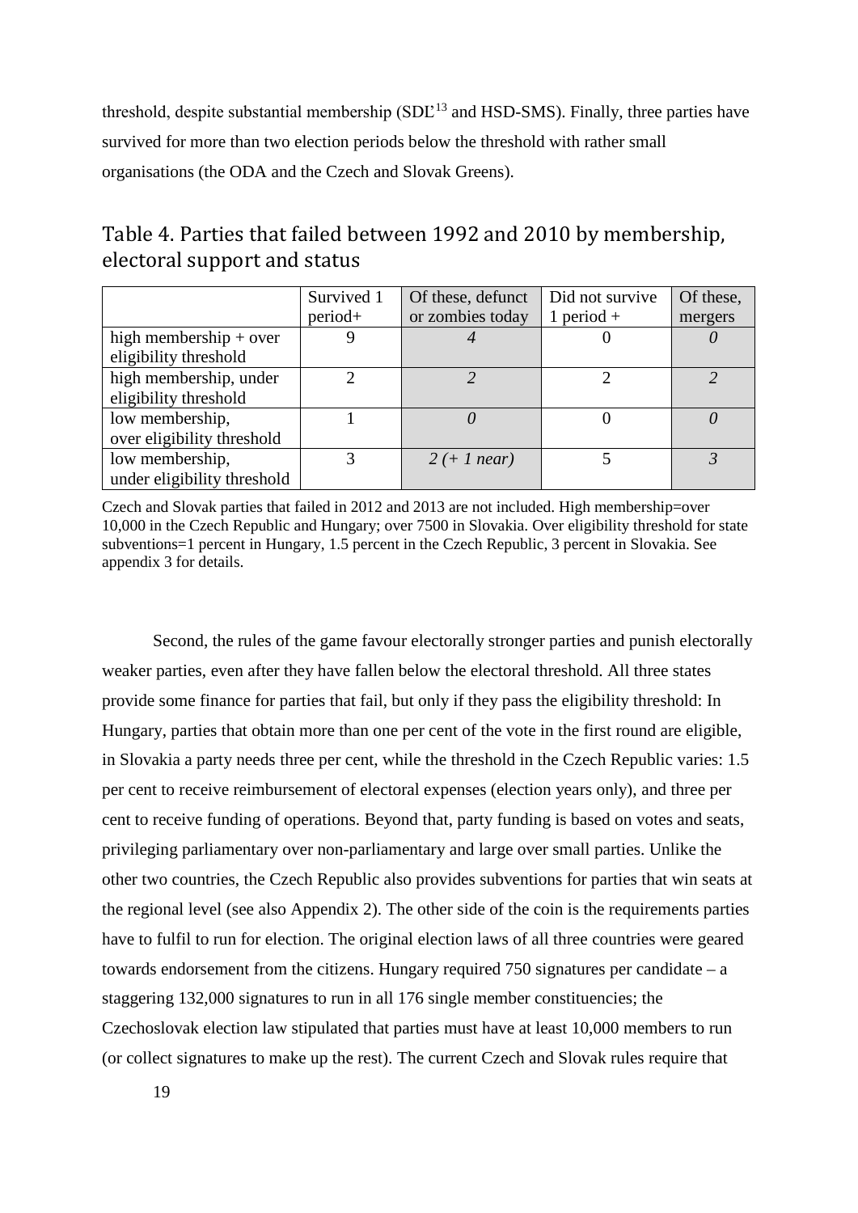threshold, despite substantial membership (SDĽ[13] and HSD-SMS). Finally, three parties have survived for more than two election periods below the threshold with rather small organisations (the ODA and the Czech and Slovak Greens).

## Table 4. Parties that failed between 1992 and 2010 by membership, electoral support and status

| | Survived 1 period+ | Of these, defunct or zombies today | Did not survive 1 period + | Of these, mergers |
|---|---|---|---|---|
| high membership + over eligibility threshold | 9 | *4* | 0 | *0* |
| high membership, under eligibility threshold | 2 | *2* | 2 | *2* |
| low membership, over eligibility threshold | 1 | *0* | 0 | *0* |
| low membership, under eligibility threshold | 3 | *2 (+ 1 near)* | 5 | *3* |

Czech and Slovak parties that failed in 2012 and 2013 are not included. High membership=over 10,000 in the Czech Republic and Hungary; over 7500 in Slovakia. Over eligibility threshold for state subventions=1 percent in Hungary, 1.5 percent in the Czech Republic, 3 percent in Slovakia. See appendix 3 for details.

Second, the rules of the game favour electorally stronger parties and punish electorally weaker parties, even after they have fallen below the electoral threshold. All three states provide some finance for parties that fail, but only if they pass the eligibility threshold: In Hungary, parties that obtain more than one per cent of the vote in the first round are eligible, in Slovakia a party needs three per cent, while the threshold in the Czech Republic varies: 1.5 per cent to receive reimbursement of electoral expenses (election years only), and three per cent to receive funding of operations. Beyond that, party funding is based on votes and seats, privileging parliamentary over non-parliamentary and large over small parties. Unlike the other two countries, the Czech Republic also provides subventions for parties that win seats at the regional level (see also Appendix 2). The other side of the coin is the requirements parties have to fulfil to run for election. The original election laws of all three countries were geared towards endorsement from the citizens. Hungary required 750 signatures per candidate – a staggering 132,000 signatures to run in all 176 single member constituencies; the Czechoslovak election law stipulated that parties must have at least 10,000 members to run (or collect signatures to make up the rest). The current Czech and Slovak rules require that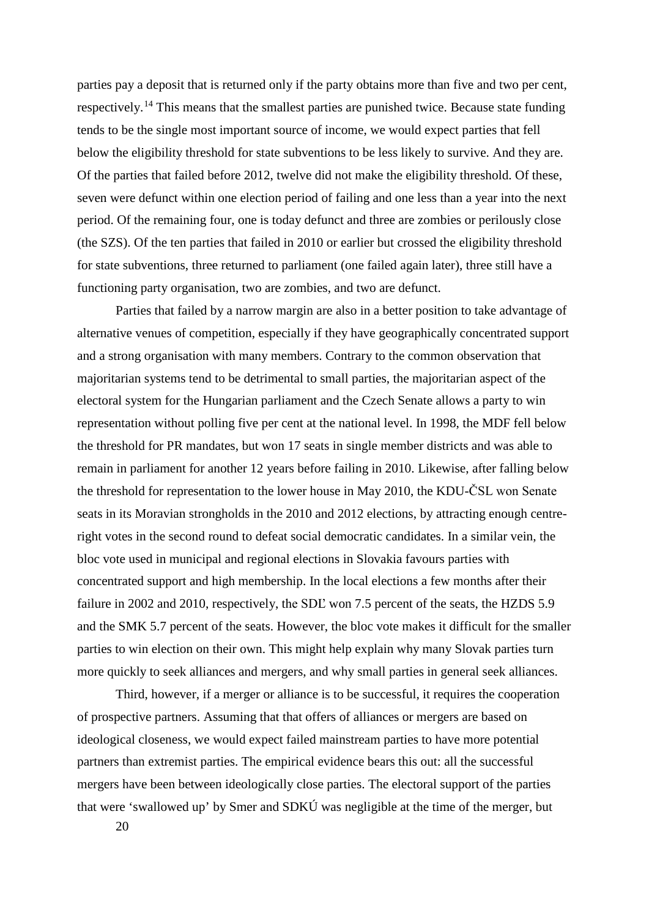parties pay a deposit that is returned only if the party obtains more than five and two per cent, respectively.[14] This means that the smallest parties are punished twice. Because state funding tends to be the single most important source of income, we would expect parties that fell below the eligibility threshold for state subventions to be less likely to survive. And they are. Of the parties that failed before 2012, twelve did not make the eligibility threshold. Of these, seven were defunct within one election period of failing and one less than a year into the next period. Of the remaining four, one is today defunct and three are zombies or perilously close (the SZS). Of the ten parties that failed in 2010 or earlier but crossed the eligibility threshold for state subventions, three returned to parliament (one failed again later), three still have a functioning party organisation, two are zombies, and two are defunct.

Parties that failed by a narrow margin are also in a better position to take advantage of alternative venues of competition, especially if they have geographically concentrated support and a strong organisation with many members. Contrary to the common observation that majoritarian systems tend to be detrimental to small parties, the majoritarian aspect of the electoral system for the Hungarian parliament and the Czech Senate allows a party to win representation without polling five per cent at the national level. In 1998, the MDF fell below the threshold for PR mandates, but won 17 seats in single member districts and was able to remain in parliament for another 12 years before failing in 2010. Likewise, after falling below the threshold for representation to the lower house in May 2010, the KDU-ČSL won Senate seats in its Moravian strongholds in the 2010 and 2012 elections, by attracting enough centre-right votes in the second round to defeat social democratic candidates. In a similar vein, the bloc vote used in municipal and regional elections in Slovakia favours parties with concentrated support and high membership. In the local elections a few months after their failure in 2002 and 2010, respectively, the SDĽ won 7.5 percent of the seats, the HZDS 5.9 and the SMK 5.7 percent of the seats. However, the bloc vote makes it difficult for the smaller parties to win election on their own. This might help explain why many Slovak parties turn more quickly to seek alliances and mergers, and why small parties in general seek alliances.

Third, however, if a merger or alliance is to be successful, it requires the cooperation of prospective partners. Assuming that that offers of alliances or mergers are based on ideological closeness, we would expect failed mainstream parties to have more potential partners than extremist parties. The empirical evidence bears this out: all the successful mergers have been between ideologically close parties. The electoral support of the parties that were 'swallowed up' by Smer and SDKÚ was negligible at the time of the merger, but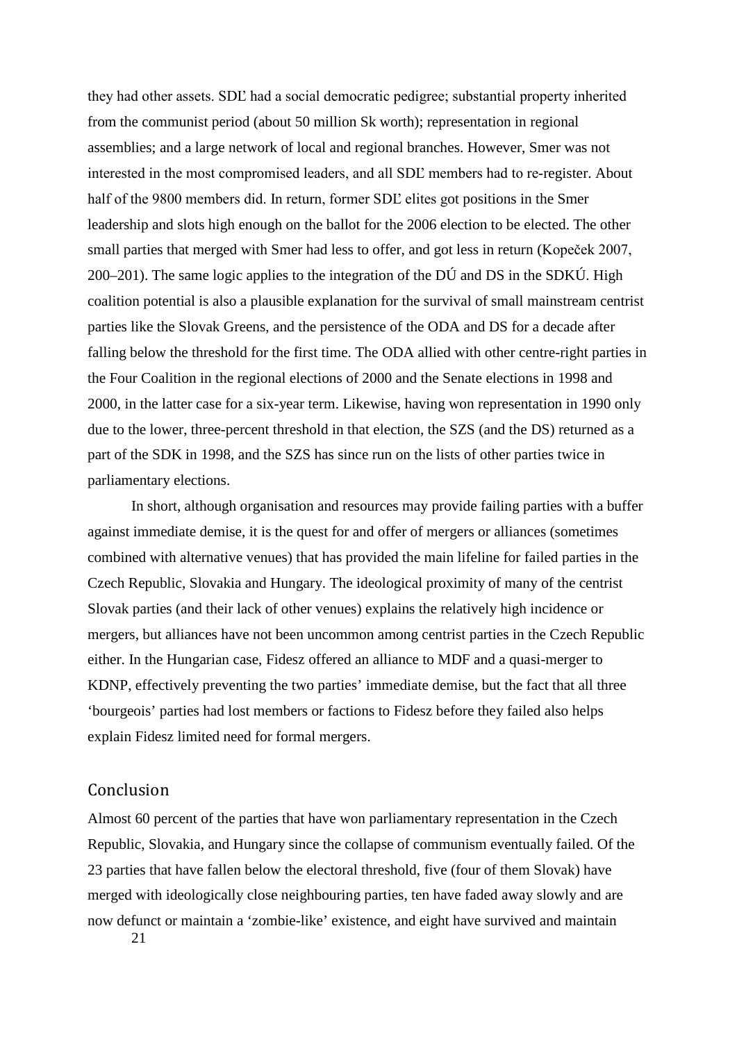they had other assets. SDĽ had a social democratic pedigree; substantial property inherited from the communist period (about 50 million Sk worth); representation in regional assemblies; and a large network of local and regional branches. However, Smer was not interested in the most compromised leaders, and all SDĽ members had to re-register. About half of the 9800 members did. In return, former SDĽ elites got positions in the Smer leadership and slots high enough on the ballot for the 2006 election to be elected. The other small parties that merged with Smer had less to offer, and got less in return (Kopeček 2007, 200–201). The same logic applies to the integration of the DÚ and DS in the SDKÚ. High coalition potential is also a plausible explanation for the survival of small mainstream centrist parties like the Slovak Greens, and the persistence of the ODA and DS for a decade after falling below the threshold for the first time. The ODA allied with other centre-right parties in the Four Coalition in the regional elections of 2000 and the Senate elections in 1998 and 2000, in the latter case for a six-year term. Likewise, having won representation in 1990 only due to the lower, three-percent threshold in that election, the SZS (and the DS) returned as a part of the SDK in 1998, and the SZS has since run on the lists of other parties twice in parliamentary elections.

In short, although organisation and resources may provide failing parties with a buffer against immediate demise, it is the quest for and offer of mergers or alliances (sometimes combined with alternative venues) that has provided the main lifeline for failed parties in the Czech Republic, Slovakia and Hungary. The ideological proximity of many of the centrist Slovak parties (and their lack of other venues) explains the relatively high incidence or mergers, but alliances have not been uncommon among centrist parties in the Czech Republic either. In the Hungarian case, Fidesz offered an alliance to MDF and a quasi-merger to KDNP, effectively preventing the two parties' immediate demise, but the fact that all three 'bourgeois' parties had lost members or factions to Fidesz before they failed also helps explain Fidesz limited need for formal mergers.

## Conclusion

Almost 60 percent of the parties that have won parliamentary representation in the Czech Republic, Slovakia, and Hungary since the collapse of communism eventually failed. Of the 23 parties that have fallen below the electoral threshold, five (four of them Slovak) have merged with ideologically close neighbouring parties, ten have faded away slowly and are now defunct or maintain a 'zombie-like' existence, and eight have survived and maintain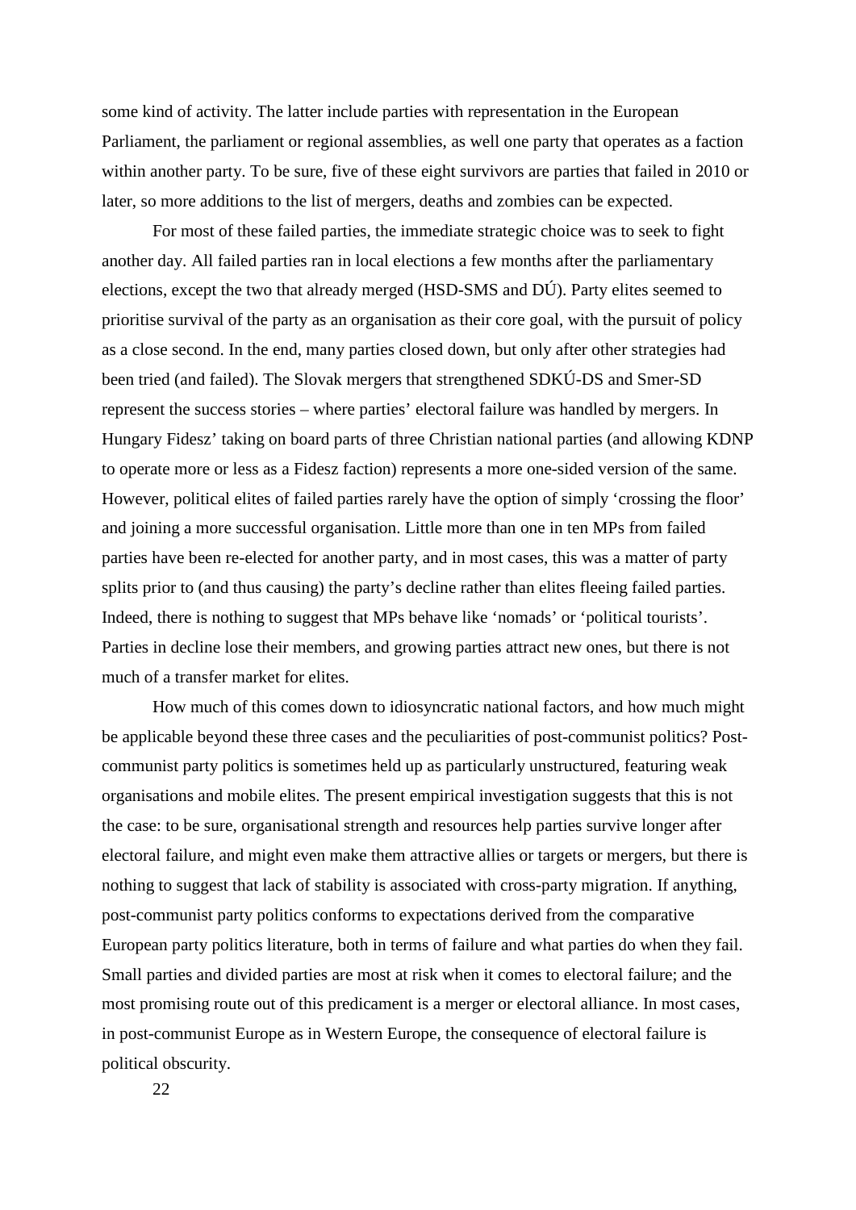some kind of activity. The latter include parties with representation in the European Parliament, the parliament or regional assemblies, as well one party that operates as a faction within another party. To be sure, five of these eight survivors are parties that failed in 2010 or later, so more additions to the list of mergers, deaths and zombies can be expected.

For most of these failed parties, the immediate strategic choice was to seek to fight another day. All failed parties ran in local elections a few months after the parliamentary elections, except the two that already merged (HSD-SMS and DÚ). Party elites seemed to prioritise survival of the party as an organisation as their core goal, with the pursuit of policy as a close second. In the end, many parties closed down, but only after other strategies had been tried (and failed). The Slovak mergers that strengthened SDKÚ-DS and Smer-SD represent the success stories – where parties' electoral failure was handled by mergers. In Hungary Fidesz' taking on board parts of three Christian national parties (and allowing KDNP to operate more or less as a Fidesz faction) represents a more one-sided version of the same. However, political elites of failed parties rarely have the option of simply 'crossing the floor' and joining a more successful organisation. Little more than one in ten MPs from failed parties have been re-elected for another party, and in most cases, this was a matter of party splits prior to (and thus causing) the party's decline rather than elites fleeing failed parties. Indeed, there is nothing to suggest that MPs behave like 'nomads' or 'political tourists'. Parties in decline lose their members, and growing parties attract new ones, but there is not much of a transfer market for elites.

How much of this comes down to idiosyncratic national factors, and how much might be applicable beyond these three cases and the peculiarities of post-communist politics? Post-communist party politics is sometimes held up as particularly unstructured, featuring weak organisations and mobile elites. The present empirical investigation suggests that this is not the case: to be sure, organisational strength and resources help parties survive longer after electoral failure, and might even make them attractive allies or targets or mergers, but there is nothing to suggest that lack of stability is associated with cross-party migration. If anything, post-communist party politics conforms to expectations derived from the comparative European party politics literature, both in terms of failure and what parties do when they fail. Small parties and divided parties are most at risk when it comes to electoral failure; and the most promising route out of this predicament is a merger or electoral alliance. In most cases, in post-communist Europe as in Western Europe, the consequence of electoral failure is political obscurity.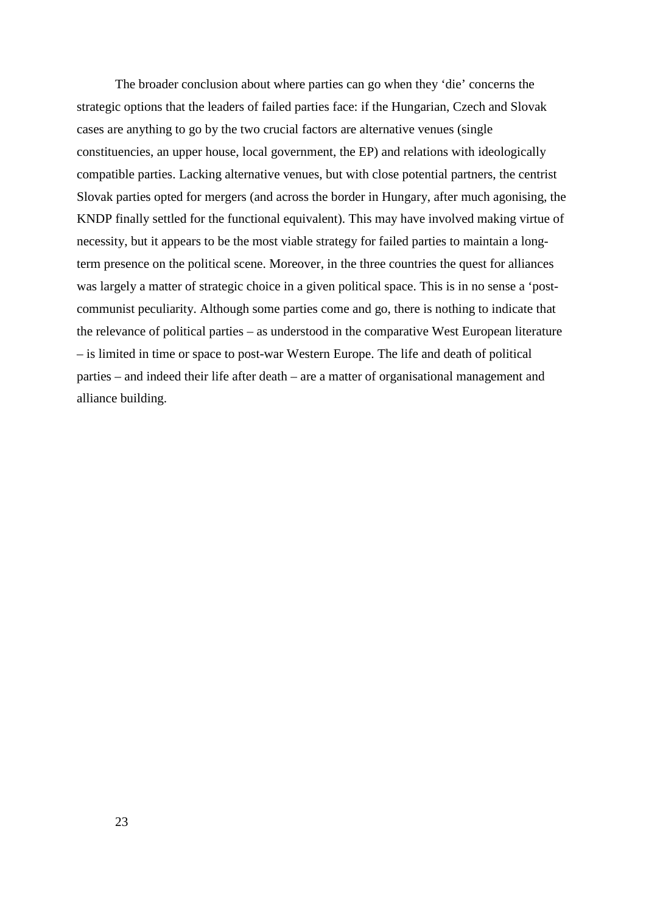The broader conclusion about where parties can go when they 'die' concerns the strategic options that the leaders of failed parties face: if the Hungarian, Czech and Slovak cases are anything to go by the two crucial factors are alternative venues (single constituencies, an upper house, local government, the EP) and relations with ideologically compatible parties. Lacking alternative venues, but with close potential partners, the centrist Slovak parties opted for mergers (and across the border in Hungary, after much agonising, the KNDP finally settled for the functional equivalent). This may have involved making virtue of necessity, but it appears to be the most viable strategy for failed parties to maintain a long-term presence on the political scene. Moreover, in the three countries the quest for alliances was largely a matter of strategic choice in a given political space. This is in no sense a 'post-communist peculiarity. Although some parties come and go, there is nothing to indicate that the relevance of political parties – as understood in the comparative West European literature – is limited in time or space to post-war Western Europe. The life and death of political parties – and indeed their life after death – are a matter of organisational management and alliance building.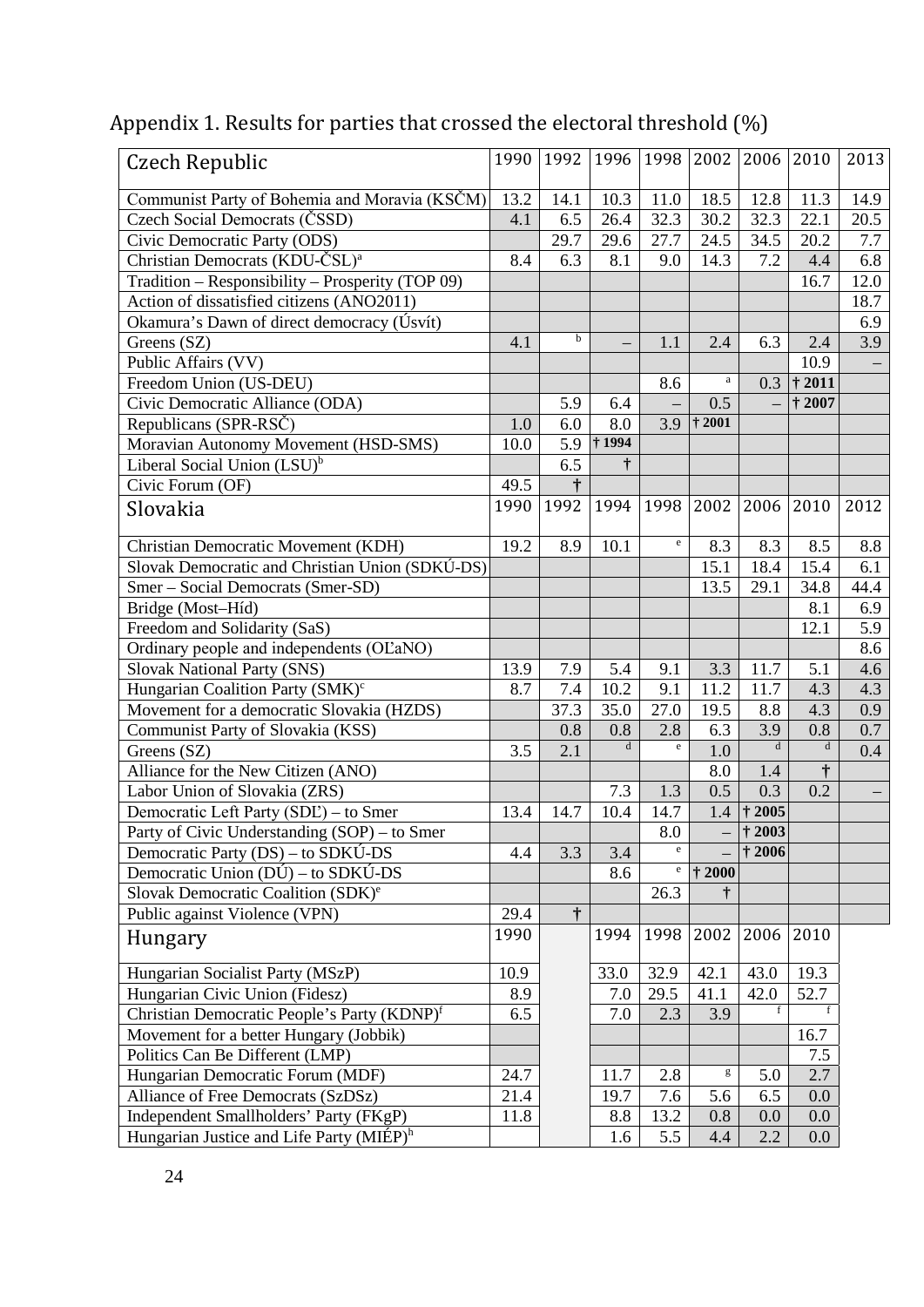## Appendix 1. Results for parties that crossed the electoral threshold (%)

| Czech Republic | 1990 | 1992 | 1996 | 1998 | 2002 | 2006 | 2010 | 2013 |
|---|---|---|---|---|---|---|---|---|
| Communist Party of Bohemia and Moravia (KSČM) | 13.2 | 14.1 | 10.3 | 11.0 | 18.5 | 12.8 | 11.3 | 14.9 |
| Czech Social Democrats (ČSSD) | 4.1 | 6.5 | 26.4 | 32.3 | 30.2 | 32.3 | 22.1 | 20.5 |
| Civic Democratic Party (ODS) | | 29.7 | 29.6 | 27.7 | 24.5 | 34.5 | 20.2 | 7.7 |
| Christian Democrats (KDU-ČSL)[a] | 8.4 | 6.3 | 8.1 | 9.0 | 14.3 | 7.2 | 4.4 | 6.8 |
| Tradition – Responsibility – Prosperity (TOP 09) | | | | | | | 16.7 | 12.0 |
| Action of dissatisfied citizens (ANO2011) | | | | | | | | 18.7 |
| Okamura's Dawn of direct democracy (Úsvít) | | | | | | | | 6.9 |
| Greens (SZ) | 4.1 | [b] | – | 1.1 | 2.4 | 6.3 | 2.4 | 3.9 |
| Public Affairs (VV) | | | | | | | 10.9 | – |
| Freedom Union (US-DEU) | | | | 8.6 | [a] | 0.3 | † 2011 | |
| Civic Democratic Alliance (ODA) | | 5.9 | 6.4 | – | 0.5 | – | † 2007 | |
| Republicans (SPR-RSČ) | 1.0 | 6.0 | 8.0 | 3.9 | † 2001 | | | |
| Moravian Autonomy Movement (HSD-SMS) | 10.0 | 5.9 | † 1994 | | | | | |
| Liberal Social Union (LSU)[b] | | 6.5 | † | | | | | |
| Civic Forum (OF) | 49.5 | † | | | | | | |
| **Slovakia** | 1990 | 1992 | 1994 | 1998 | 2002 | 2006 | 2010 | 2012 |
| Christian Democratic Movement (KDH) | 19.2 | 8.9 | 10.1 | [e] | 8.3 | 8.3 | 8.5 | 8.8 |
| Slovak Democratic and Christian Union (SDKÚ-DS) | | | | | 15.1 | 18.4 | 15.4 | 6.1 |
| Smer – Social Democrats (Smer-SD) | | | | | 13.5 | 29.1 | 34.8 | 44.4 |
| Bridge (Most–Híd) | | | | | | | 8.1 | 6.9 |
| Freedom and Solidarity (SaS) | | | | | | | 12.1 | 5.9 |
| Ordinary people and independents (OĽaNO) | | | | | | | | 8.6 |
| Slovak National Party (SNS) | 13.9 | 7.9 | 5.4 | 9.1 | 3.3 | 11.7 | 5.1 | 4.6 |
| Hungarian Coalition Party (SMK)[c] | 8.7 | 7.4 | 10.2 | 9.1 | 11.2 | 11.7 | 4.3 | 4.3 |
| Movement for a democratic Slovakia (HZDS) | | 37.3 | 35.0 | 27.0 | 19.5 | 8.8 | 4.3 | 0.9 |
| Communist Party of Slovakia (KSS) | | 0.8 | 0.8 | 2.8 | 6.3 | 3.9 | 0.8 | 0.7 |
| Greens (SZ) | 3.5 | 2.1 | [d] | [e] | 1.0 | [d] | [d] | 0.4 |
| Alliance for the New Citizen (ANO) | | | | | 8.0 | 1.4 | † | |
| Labor Union of Slovakia (ZRS) | | | 7.3 | 1.3 | 0.5 | 0.3 | 0.2 | – |
| Democratic Left Party (SDĽ) – to Smer | 13.4 | 14.7 | 10.4 | 14.7 | 1.4 | † 2005 | | |
| Party of Civic Understanding (SOP) – to Smer | | | | 8.0 | – | † 2003 | | |
| Democratic Party (DS) – to SDKÚ-DS | 4.4 | 3.3 | 3.4 | [e] | – | † 2006 | | |
| Democratic Union (DÚ) – to SDKÚ-DS | | | 8.6 | [e] | † 2000 | | | |
| Slovak Democratic Coalition (SDK)[e] | | | | 26.3 | † | | | |
| Public against Violence (VPN) | 29.4 | † | | | | | | |
| **Hungary** | 1990 | | 1994 | 1998 | 2002 | 2006 | 2010 | |
| Hungarian Socialist Party (MSzP) | 10.9 | | 33.0 | 32.9 | 42.1 | 43.0 | 19.3 | |
| Hungarian Civic Union (Fidesz) | 8.9 | | 7.0 | 29.5 | 41.1 | 42.0 | 52.7 | |
| Christian Democratic People's Party (KDNP)[f] | 6.5 | | 7.0 | 2.3 | 3.9 | [f] | [f] | |
| Movement for a better Hungary (Jobbik) | | | | | | | 16.7 | |
| Politics Can Be Different (LMP) | | | | | | | 7.5 | |
| Hungarian Democratic Forum (MDF) | 24.7 | | 11.7 | 2.8 | [g] | 5.0 | 2.7 | |
| Alliance of Free Democrats (SzDSz) | 21.4 | | 19.7 | 7.6 | 5.6 | 6.5 | 0.0 | |
| Independent Smallholders' Party (FKgP) | 11.8 | | 8.8 | 13.2 | 0.8 | 0.0 | 0.0 | |
| Hungarian Justice and Life Party (MIÉP)[h] | | | 1.6 | 5.5 | 4.4 | 2.2 | 0.0 | |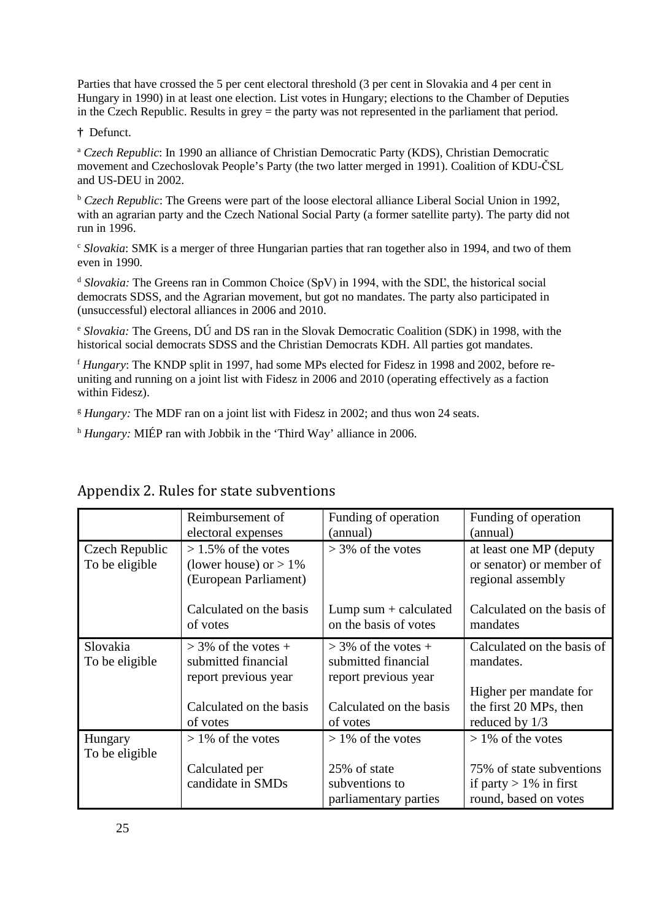Parties that have crossed the 5 per cent electoral threshold (3 per cent in Slovakia and 4 per cent in Hungary in 1990) in at least one election. List votes in Hungary; elections to the Chamber of Deputies in the Czech Republic. Results in grey = the party was not represented in the parliament that period.

† Defunct.

[a] *Czech Republic*: In 1990 an alliance of Christian Democratic Party (KDS), Christian Democratic movement and Czechoslovak People's Party (the two latter merged in 1991). Coalition of KDU-ČSL and US-DEU in 2002.

[b] *Czech Republic*: The Greens were part of the loose electoral alliance Liberal Social Union in 1992, with an agrarian party and the Czech National Social Party (a former satellite party). The party did not run in 1996.

[c] *Slovakia*: SMK is a merger of three Hungarian parties that ran together also in 1994, and two of them even in 1990.

[d] *Slovakia:* The Greens ran in Common Choice (SpV) in 1994, with the SDĽ, the historical social democrats SDSS, and the Agrarian movement, but got no mandates. The party also participated in (unsuccessful) electoral alliances in 2006 and 2010.

[e] *Slovakia:* The Greens, DÚ and DS ran in the Slovak Democratic Coalition (SDK) in 1998, with the historical social democrats SDSS and the Christian Democrats KDH. All parties got mandates.

[f] *Hungary*: The KNDP split in 1997, had some MPs elected for Fidesz in 1998 and 2002, before re-uniting and running on a joint list with Fidesz in 2006 and 2010 (operating effectively as a faction within Fidesz).

[g] *Hungary:* The MDF ran on a joint list with Fidesz in 2002; and thus won 24 seats.

[h] *Hungary:* MIÉP ran with Jobbik in the 'Third Way' alliance in 2006.

## Appendix 2. Rules for state subventions

| | Reimbursement of electoral expenses | Funding of operation (annual) | Funding of operation (annual) |
|---|---|---|---|
| Czech Republic To be eligible | > 1.5% of the votes (lower house) or > 1% (European Parliament) | > 3% of the votes | at least one MP (deputy or senator) or member of regional assembly |
| | Calculated on the basis of votes | Lump sum + calculated on the basis of votes | Calculated on the basis of mandates |
| Slovakia To be eligible | > 3% of the votes + submitted financial report previous year | > 3% of the votes + submitted financial report previous year | Calculated on the basis of mandates. |
| | Calculated on the basis of votes | Calculated on the basis of votes | Higher per mandate for the first 20 MPs, then reduced by 1/3 |
| Hungary To be eligible | > 1% of the votes | > 1% of the votes | > 1% of the votes |
| | Calculated per candidate in SMDs | 25% of state subventions to parliamentary parties | 75% of state subventions if party > 1% in first round, based on votes |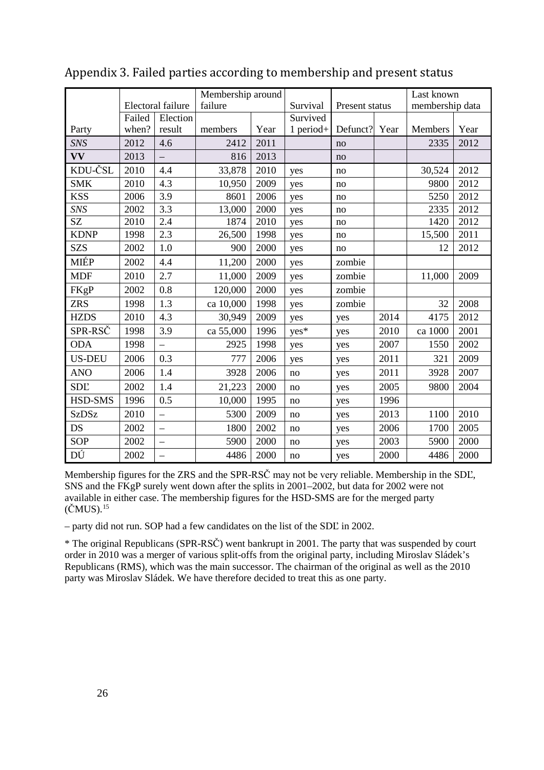## Appendix 3. Failed parties according to membership and present status

| | Electoral failure | | Membership around failure | | Survival | Present status | | Last known membership data | |
|---|---|---|---|---|---|---|---|---|---|
| Party | Failed when? | Election result | members | Year | Survived 1 period+ | Defunct? | Year | Members | Year |
| *SNS* | 2012 | 4.6 | 2412 | 2011 | | no | | 2335 | 2012 |
| **VV** | 2013 | – | 816 | 2013 | | no | | | |
| KDU-ČSL | 2010 | 4.4 | 33,878 | 2010 | yes | no | | 30,524 | 2012 |
| SMK | 2010 | 4.3 | 10,950 | 2009 | yes | no | | 9800 | 2012 |
| KSS | 2006 | 3.9 | 8601 | 2006 | yes | no | | 5250 | 2012 |
| *SNS* | 2002 | 3.3 | 13,000 | 2000 | yes | no | | 2335 | 2012 |
| SZ | 2010 | 2.4 | 1874 | 2010 | yes | no | | 1420 | 2012 |
| KDNP | 1998 | 2.3 | 26,500 | 1998 | yes | no | | 15,500 | 2011 |
| SZS | 2002 | 1.0 | 900 | 2000 | yes | no | | 12 | 2012 |
| MIÉP | 2002 | 4.4 | 11,200 | 2000 | yes | zombie | | | |
| MDF | 2010 | 2.7 | 11,000 | 2009 | yes | zombie | | 11,000 | 2009 |
| FKgP | 2002 | 0.8 | 120,000 | 2000 | yes | zombie | | | |
| ZRS | 1998 | 1.3 | ca 10,000 | 1998 | yes | zombie | | 32 | 2008 |
| HZDS | 2010 | 4.3 | 30,949 | 2009 | yes | yes | 2014 | 4175 | 2012 |
| SPR-RSČ | 1998 | 3.9 | ca 55,000 | 1996 | yes* | yes | 2010 | ca 1000 | 2001 |
| ODA | 1998 | – | 2925 | 1998 | yes | yes | 2007 | 1550 | 2002 |
| US-DEU | 2006 | 0.3 | 777 | 2006 | yes | yes | 2011 | 321 | 2009 |
| ANO | 2006 | 1.4 | 3928 | 2006 | no | yes | 2011 | 3928 | 2007 |
| SDĽ | 2002 | 1.4 | 21,223 | 2000 | no | yes | 2005 | 9800 | 2004 |
| HSD-SMS | 1996 | 0.5 | 10,000 | 1995 | no | yes | 1996 | | |
| SzDSz | 2010 | – | 5300 | 2009 | no | yes | 2013 | 1100 | 2010 |
| DS | 2002 | – | 1800 | 2002 | no | yes | 2006 | 1700 | 2005 |
| SOP | 2002 | – | 5900 | 2000 | no | yes | 2003 | 5900 | 2000 |
| DÚ | 2002 | – | 4486 | 2000 | no | yes | 2000 | 4486 | 2000 |

Membership figures for the ZRS and the SPR-RSČ may not be very reliable. Membership in the SDĽ, SNS and the FKgP surely went down after the splits in 2001–2002, but data for 2002 were not available in either case. The membership figures for the HSD-SMS are for the merged party (ČMUS).[15]

– party did not run. SOP had a few candidates on the list of the SDĽ in 2002.

* The original Republicans (SPR-RSČ) went bankrupt in 2001. The party that was suspended by court order in 2010 was a merger of various split-offs from the original party, including Miroslav Sládek's Republicans (RMS), which was the main successor. The chairman of the original as well as the 2010 party was Miroslav Sládek. We have therefore decided to treat this as one party.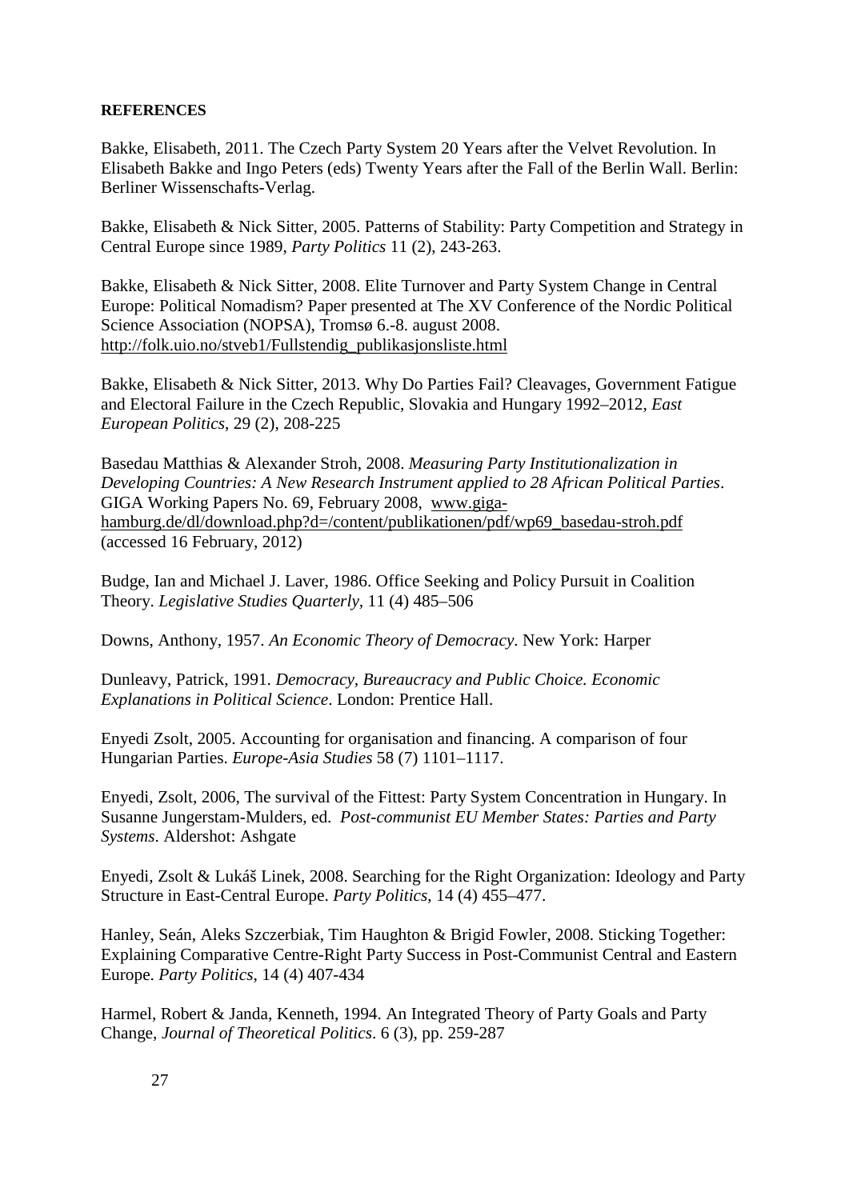**REFERENCES**

Bakke, Elisabeth, 2011. The Czech Party System 20 Years after the Velvet Revolution. In Elisabeth Bakke and Ingo Peters (eds) Twenty Years after the Fall of the Berlin Wall. Berlin: Berliner Wissenschafts-Verlag.

Bakke, Elisabeth & Nick Sitter, 2005. Patterns of Stability: Party Competition and Strategy in Central Europe since 1989, *Party Politics* 11 (2), 243-263.

Bakke, Elisabeth & Nick Sitter, 2008. Elite Turnover and Party System Change in Central Europe: Political Nomadism? Paper presented at The XV Conference of the Nordic Political Science Association (NOPSA), Tromsø 6.-8. august 2008. http://folk.uio.no/stveb1/Fullstendig_publikasjonsliste.html

Bakke, Elisabeth & Nick Sitter, 2013. Why Do Parties Fail? Cleavages, Government Fatigue and Electoral Failure in the Czech Republic, Slovakia and Hungary 1992–2012, *East European Politics*, 29 (2), 208-225

Basedau Matthias & Alexander Stroh, 2008. *Measuring Party Institutionalization in Developing Countries: A New Research Instrument applied to 28 African Political Parties*. GIGA Working Papers No. 69, February 2008, www.giga-hamburg.de/dl/download.php?d=/content/publikationen/pdf/wp69_basedau-stroh.pdf (accessed 16 February, 2012)

Budge, Ian and Michael J. Laver, 1986. Office Seeking and Policy Pursuit in Coalition Theory. *Legislative Studies Quarterly*, 11 (4) 485–506

Downs, Anthony, 1957. *An Economic Theory of Democracy*. New York: Harper

Dunleavy, Patrick, 1991. *Democracy, Bureaucracy and Public Choice. Economic Explanations in Political Science*. London: Prentice Hall.

Enyedi Zsolt, 2005. Accounting for organisation and financing. A comparison of four Hungarian Parties. *Europe-Asia Studies* 58 (7) 1101–1117.

Enyedi, Zsolt, 2006, The survival of the Fittest: Party System Concentration in Hungary. In Susanne Jungerstam-Mulders, ed. *Post-communist EU Member States: Parties and Party Systems*. Aldershot: Ashgate

Enyedi, Zsolt & Lukáš Linek, 2008. Searching for the Right Organization: Ideology and Party Structure in East-Central Europe. *Party Politics*, 14 (4) 455–477.

Hanley, Seán, Aleks Szczerbiak, Tim Haughton & Brigid Fowler, 2008. Sticking Together: Explaining Comparative Centre-Right Party Success in Post-Communist Central and Eastern Europe. *Party Politics*, 14 (4) 407-434

Harmel, Robert & Janda, Kenneth, 1994. An Integrated Theory of Party Goals and Party Change, *Journal of Theoretical Politics*. 6 (3), pp. 259-287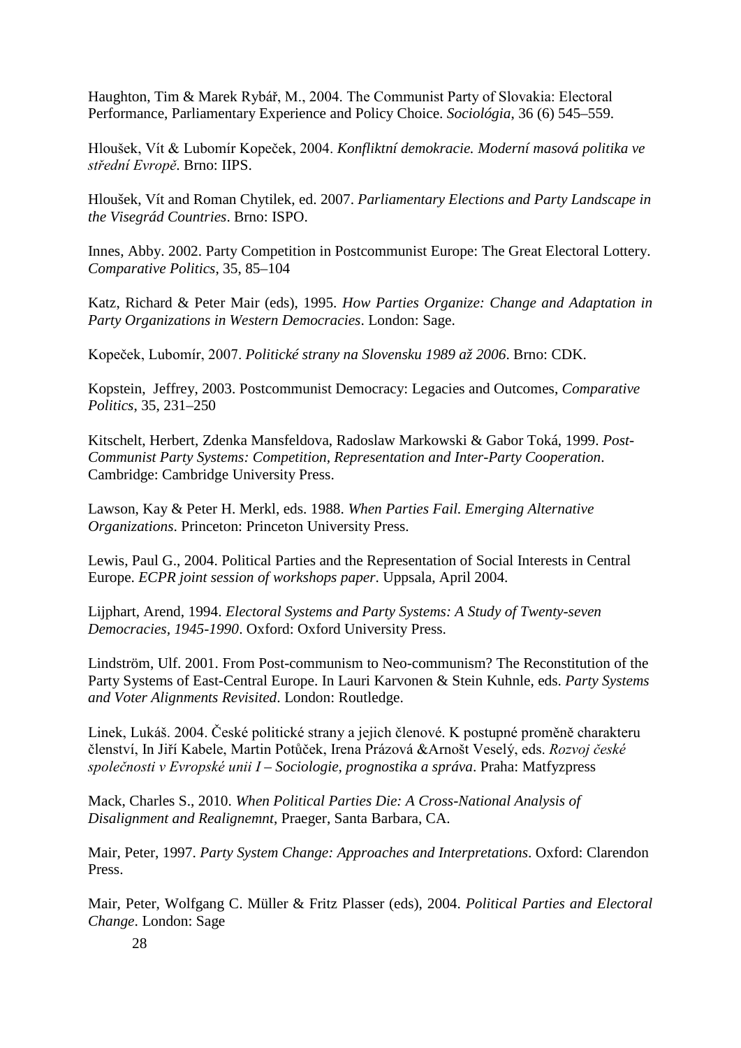Haughton, Tim & Marek Rybář, M., 2004. The Communist Party of Slovakia: Electoral Performance, Parliamentary Experience and Policy Choice. *Sociológia*, 36 (6) 545–559.

Hloušek, Vít & Lubomír Kopeček, 2004. *Konfliktní demokracie. Moderní masová politika ve střední Evropě*. Brno: IIPS.

Hloušek, Vít and Roman Chytilek, ed. 2007. *Parliamentary Elections and Party Landscape in the Visegrád Countries*. Brno: ISPO.

Innes, Abby. 2002. Party Competition in Postcommunist Europe: The Great Electoral Lottery. *Comparative Politics*, 35, 85–104

Katz, Richard & Peter Mair (eds), 1995. *How Parties Organize: Change and Adaptation in Party Organizations in Western Democracies*. London: Sage.

Kopeček, Lubomír, 2007. *Politické strany na Slovensku 1989 až 2006*. Brno: CDK.

Kopstein, Jeffrey, 2003. Postcommunist Democracy: Legacies and Outcomes, *Comparative Politics*, 35, 231–250

Kitschelt, Herbert, Zdenka Mansfeldova, Radoslaw Markowski & Gabor Toká, 1999. *Post-Communist Party Systems: Competition, Representation and Inter-Party Cooperation*. Cambridge: Cambridge University Press.

Lawson, Kay & Peter H. Merkl, eds. 1988. *When Parties Fail. Emerging Alternative Organizations*. Princeton: Princeton University Press.

Lewis, Paul G., 2004. Political Parties and the Representation of Social Interests in Central Europe. *ECPR joint session of workshops paper*. Uppsala, April 2004.

Lijphart, Arend, 1994. *Electoral Systems and Party Systems: A Study of Twenty-seven Democracies, 1945-1990*. Oxford: Oxford University Press.

Lindström, Ulf. 2001. From Post-communism to Neo-communism? The Reconstitution of the Party Systems of East-Central Europe. In Lauri Karvonen & Stein Kuhnle, eds. *Party Systems and Voter Alignments Revisited*. London: Routledge.

Linek, Lukáš. 2004. České politické strany a jejich členové. K postupné proměně charakteru členství, In Jiří Kabele, Martin Potůček, Irena Prázová &Arnošt Veselý, eds. *Rozvoj české společnosti v Evropské unii I – Sociologie, prognostika a správa*. Praha: Matfyzpress

Mack, Charles S., 2010. *When Political Parties Die: A Cross-National Analysis of Disalignment and Realignemnt*, Praeger, Santa Barbara, CA.

Mair, Peter, 1997. *Party System Change: Approaches and Interpretations*. Oxford: Clarendon Press.

Mair, Peter, Wolfgang C. Müller & Fritz Plasser (eds), 2004. *Political Parties and Electoral Change*. London: Sage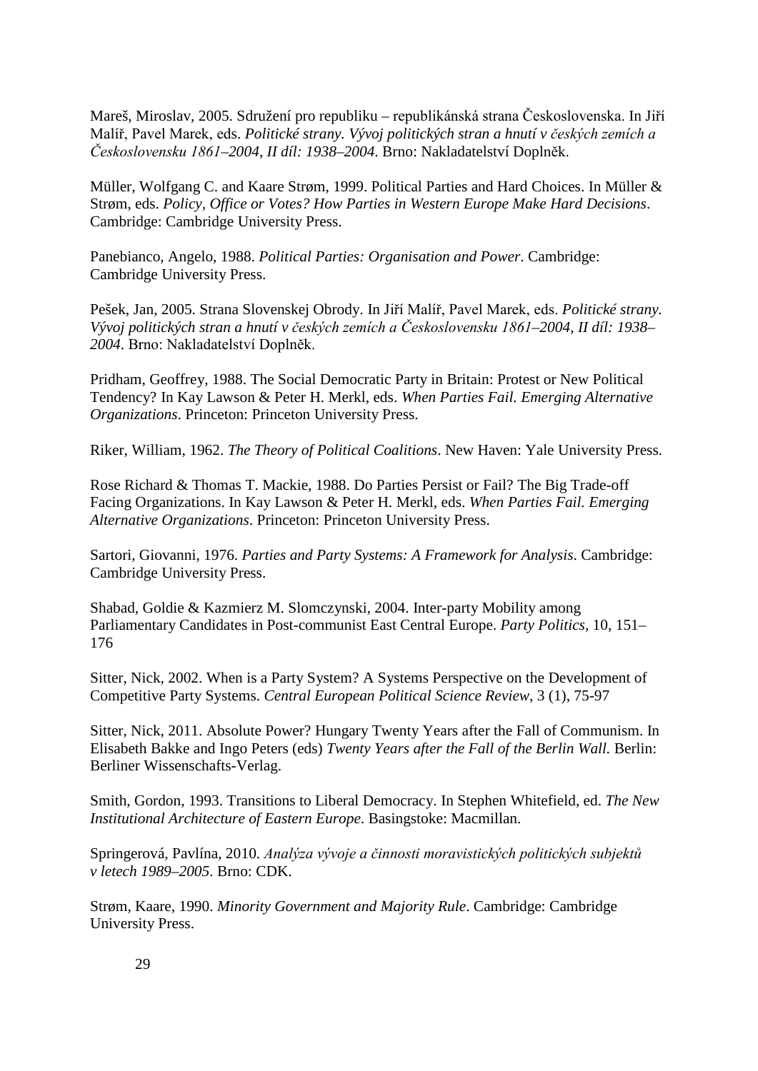Mareš, Miroslav, 2005. Sdružení pro republiku – republikánská strana Československa. In Jiří Malíř, Pavel Marek, eds. *Politické strany. Vývoj politických stran a hnutí v českých zemích a Československu 1861–2004, II díl: 1938–2004*. Brno: Nakladatelství Doplněk.

Müller, Wolfgang C. and Kaare Strøm, 1999. Political Parties and Hard Choices. In Müller & Strøm, eds. *Policy, Office or Votes? How Parties in Western Europe Make Hard Decisions*. Cambridge: Cambridge University Press.

Panebianco, Angelo, 1988. *Political Parties: Organisation and Power*. Cambridge: Cambridge University Press.

Pešek, Jan, 2005. Strana Slovenskej Obrody. In Jiří Malíř, Pavel Marek, eds. *Politické strany. Vývoj politických stran a hnutí v českých zemích a Československu 1861–2004, II díl: 1938–2004*. Brno: Nakladatelství Doplněk.

Pridham, Geoffrey, 1988. The Social Democratic Party in Britain: Protest or New Political Tendency? In Kay Lawson & Peter H. Merkl, eds. *When Parties Fail. Emerging Alternative Organizations*. Princeton: Princeton University Press.

Riker, William, 1962. *The Theory of Political Coalitions*. New Haven: Yale University Press.

Rose Richard & Thomas T. Mackie, 1988. Do Parties Persist or Fail? The Big Trade-off Facing Organizations. In Kay Lawson & Peter H. Merkl, eds. *When Parties Fail. Emerging Alternative Organizations*. Princeton: Princeton University Press.

Sartori, Giovanni, 1976. *Parties and Party Systems: A Framework for Analysis*. Cambridge: Cambridge University Press.

Shabad, Goldie & Kazmierz M. Slomczynski, 2004. Inter-party Mobility among Parliamentary Candidates in Post-communist East Central Europe. *Party Politics*, 10, 151–176

Sitter, Nick, 2002. When is a Party System? A Systems Perspective on the Development of Competitive Party Systems. *Central European Political Science Review*, 3 (1), 75-97

Sitter, Nick, 2011. Absolute Power? Hungary Twenty Years after the Fall of Communism. In Elisabeth Bakke and Ingo Peters (eds) *Twenty Years after the Fall of the Berlin Wall.* Berlin: Berliner Wissenschafts-Verlag.

Smith, Gordon, 1993. Transitions to Liberal Democracy. In Stephen Whitefield, ed. *The New Institutional Architecture of Eastern Europe*. Basingstoke: Macmillan.

Springerová, Pavlína, 2010. *Analýza vývoje a činnosti moravistických politických subjektů v letech 1989–2005*. Brno: CDK.

Strøm, Kaare, 1990. *Minority Government and Majority Rule*. Cambridge: Cambridge University Press.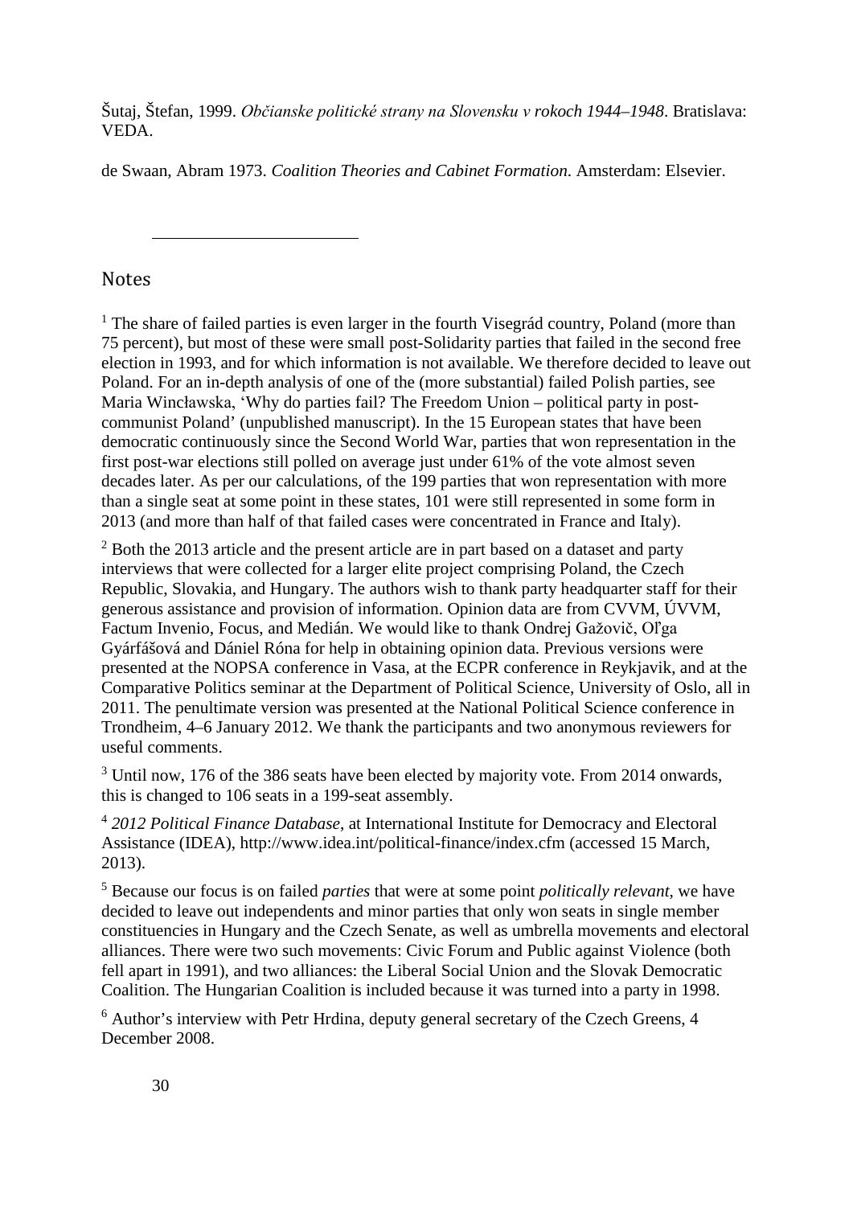Šutaj, Štefan, 1999. *Občianske politické strany na Slovensku v rokoch 1944–1948*. Bratislava: VEDA.

de Swaan, Abram 1973. *Coalition Theories and Cabinet Formation*. Amsterdam: Elsevier.

---

## Notes

[1] The share of failed parties is even larger in the fourth Visegrád country, Poland (more than 75 percent), but most of these were small post-Solidarity parties that failed in the second free election in 1993, and for which information is not available. We therefore decided to leave out Poland. For an in-depth analysis of one of the (more substantial) failed Polish parties, see Maria Wincławska, 'Why do parties fail? The Freedom Union – political party in post-communist Poland' (unpublished manuscript). In the 15 European states that have been democratic continuously since the Second World War, parties that won representation in the first post-war elections still polled on average just under 61% of the vote almost seven decades later. As per our calculations, of the 199 parties that won representation with more than a single seat at some point in these states, 101 were still represented in some form in 2013 (and more than half of that failed cases were concentrated in France and Italy).

[2] Both the 2013 article and the present article are in part based on a dataset and party interviews that were collected for a larger elite project comprising Poland, the Czech Republic, Slovakia, and Hungary. The authors wish to thank party headquarter staff for their generous assistance and provision of information. Opinion data are from CVVM, ÚVVM, Factum Invenio, Focus, and Medián. We would like to thank Ondrej Gažovič, Oľga Gyárfášová and Dániel Róna for help in obtaining opinion data. Previous versions were presented at the NOPSA conference in Vasa, at the ECPR conference in Reykjavik, and at the Comparative Politics seminar at the Department of Political Science, University of Oslo, all in 2011. The penultimate version was presented at the National Political Science conference in Trondheim, 4–6 January 2012. We thank the participants and two anonymous reviewers for useful comments.

[3] Until now, 176 of the 386 seats have been elected by majority vote. From 2014 onwards, this is changed to 106 seats in a 199-seat assembly.

[4] *2012 Political Finance Database*, at International Institute for Democracy and Electoral Assistance (IDEA), http://www.idea.int/political-finance/index.cfm (accessed 15 March, 2013).

[5] Because our focus is on failed *parties* that were at some point *politically relevant*, we have decided to leave out independents and minor parties that only won seats in single member constituencies in Hungary and the Czech Senate, as well as umbrella movements and electoral alliances. There were two such movements: Civic Forum and Public against Violence (both fell apart in 1991), and two alliances: the Liberal Social Union and the Slovak Democratic Coalition. The Hungarian Coalition is included because it was turned into a party in 1998.

[6] Author's interview with Petr Hrdina, deputy general secretary of the Czech Greens, 4 December 2008.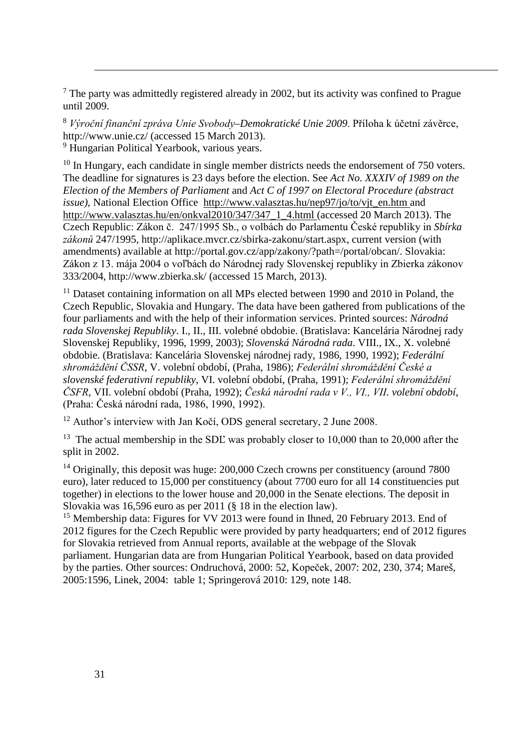[7] The party was admittedly registered already in 2002, but its activity was confined to Prague until 2009.

[8] *Výroční finanční zpráva Unie Svobody–Demokratické Unie 2009*. Příloha k účetní závěrce, http://www.unie.cz/ (accessed 15 March 2013).

[9] Hungarian Political Yearbook, various years.

[10] In Hungary, each candidate in single member districts needs the endorsement of 750 voters. The deadline for signatures is 23 days before the election. See *Act No. XXXIV of 1989 on the Election of the Members of Parliament* and *Act C of 1997 on Electoral Procedure (abstract issue)*, National Election Office http://www.valasztas.hu/nep97/jo/to/vjt_en.htm and http://www.valasztas.hu/en/onkval2010/347/347_1_4.html (accessed 20 March 2013). The Czech Republic: Zákon č. 247/1995 Sb., o volbách do Parlamentu České republiky in *Sbírka zákonů* 247/1995, http://aplikace.mvcr.cz/sbirka-zakonu/start.aspx, current version (with amendments) available at http://portal.gov.cz/app/zakony/?path=/portal/obcan/. Slovakia: Zákon z 13. mája 2004 o voľbách do Národnej rady Slovenskej republiky in Zbierka zákonov 333/2004, http://www.zbierka.sk/ (accessed 15 March, 2013).

[11] Dataset containing information on all MPs elected between 1990 and 2010 in Poland, the Czech Republic, Slovakia and Hungary. The data have been gathered from publications of the four parliaments and with the help of their information services. Printed sources: *Národná rada Slovenskej Republiky*. I., II., III. volebné obdobie. (Bratislava: Kancelária Národnej rady Slovenskej Republiky, 1996, 1999, 2003); *Slovenská Národná rada*. VIII., IX., X. volebné obdobie. (Bratislava: Kancelária Slovenskej národnej rady, 1986, 1990, 1992); *Federální shromáždění ČSSR*, V. volební období, (Praha, 1986); *Federální shromáždění České a slovenské federativní republiky*, VI. volební období, (Praha, 1991); *Federální shromáždění ČSFR*, VII. volební období (Praha, 1992); *Česká národní rada v V., VI., VII. volební období*, (Praha: Česká národní rada, 1986, 1990, 1992).

[12] Author's interview with Jan Kočí, ODS general secretary, 2 June 2008.

[13] The actual membership in the SDĽ was probably closer to 10,000 than to 20,000 after the split in 2002.

[14] Originally, this deposit was huge: 200,000 Czech crowns per constituency (around 7800 euro), later reduced to 15,000 per constituency (about 7700 euro for all 14 constituencies put together) in elections to the lower house and 20,000 in the Senate elections. The deposit in Slovakia was 16,596 euro as per 2011 (§ 18 in the election law).

[15] Membership data: Figures for VV 2013 were found in Ihned, 20 February 2013. End of 2012 figures for the Czech Republic were provided by party headquarters; end of 2012 figures for Slovakia retrieved from Annual reports, available at the webpage of the Slovak parliament. Hungarian data are from Hungarian Political Yearbook, based on data provided by the parties. Other sources: Ondruchová, 2000: 52, Kopeček, 2007: 202, 230, 374; Mareš, 2005:1596, Linek, 2004: table 1; Springerová 2010: 129, note 148.